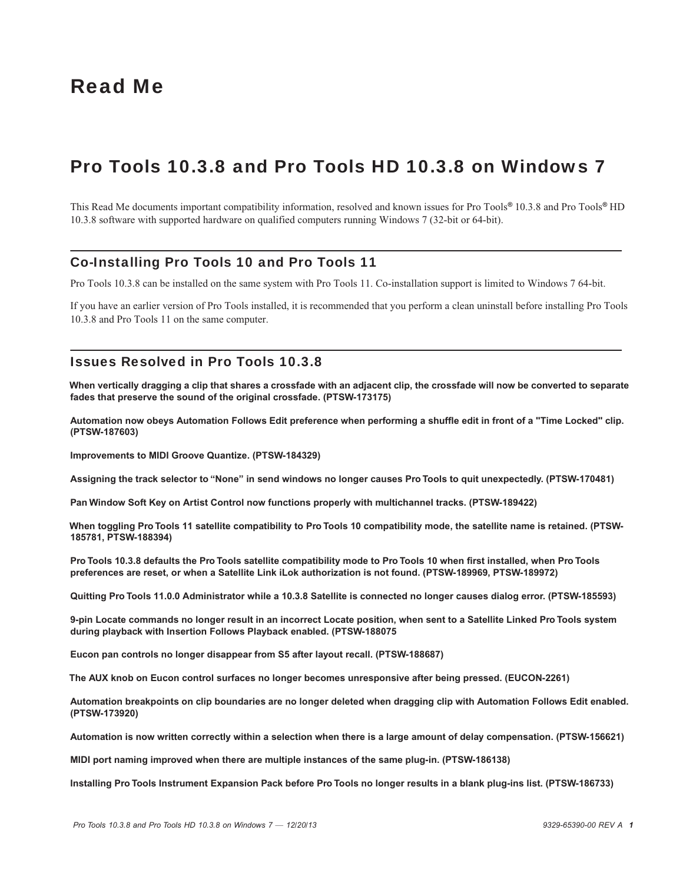# Read Me

## Pro Tools 10.3.8 and Pro Tools HD 10.3.8 on Windows 7

This Read Me documents important compatibility information, resolved and known issues for Pro Tools® 10.3.8 and Pro Tools® HD 10.3.8 software with supported hardware on qualified computers running Windows 7 (32-bit or 64-bit).

### Co-Installing Pro Tools 10 and Pro Tools 11

Pro Tools 10.3.8 can be installed on the same system with Pro Tools 11. Co-installation support is limited to Windows 7 64-bit.

If you have an earlier version of Pro Tools installed, it is recommended that you perform a clean uninstall before installing Pro Tools 10.3.8 and Pro Tools 11 on the same computer.

### Issues Resolved in Pro Tools 10.3.8

**When vertically dragging a clip that shares a crossfade with an adjacent clip, the crossfade will now be converted to separate fades that preserve the sound of the original crossfade. (PTSW-173175)**

**Automation now obeys Automation Follows Edit preference when performing a shuffle edit in front of a "Time Locked" clip. (PTSW-187603)**

**Improvements to MIDI Groove Quantize. (PTSW-184329)**

**Assigning the track selector to "None" in send windows no longer causes Pro Tools to quit unexpectedly. (PTSW-170481)**

**Pan Window Soft Key on Artist Control now functions properly with multichannel tracks. (PTSW-189422)**

**When toggling Pro Tools 11 satellite compatibility to Pro Tools 10 compatibility mode, the satellite name is retained. (PTSW-185781, PTSW-188394)**

**Pro Tools 10.3.8 defaults the Pro Tools satellite compatibility mode to Pro Tools 10 when first installed, when Pro Tools preferences are reset, or when a Satellite Link iLok authorization is not found. (PTSW-189969, PTSW-189972)**

**Quitting Pro Tools 11.0.0 Administrator while a 10.3.8 Satellite is connected no longer causes dialog error. (PTSW-185593)**

**9-pin Locate commands no longer result in an incorrect Locate position, when sent to a Satellite Linked Pro Tools system during playback with Insertion Follows Playback enabled. (PTSW-188075**

**Eucon pan controls no longer disappear from S5 after layout recall. (PTSW-188687)**

**The AUX knob on Eucon control surfaces no longer becomes unresponsive after being pressed. (EUCON-2261)**

**Automation breakpoints on clip boundaries are no longer deleted when dragging clip with Automation Follows Edit enabled. (PTSW-173920)**

**Automation is now written correctly within a selection when there is a large amount of delay compensation. (PTSW-156621)**

**MIDI port naming improved when there are multiple instances of the same plug-in. (PTSW-186138)**

**Installing Pro Tools Instrument Expansion Pack before Pro Tools no longer results in a blank plug-ins list. (PTSW-186733)**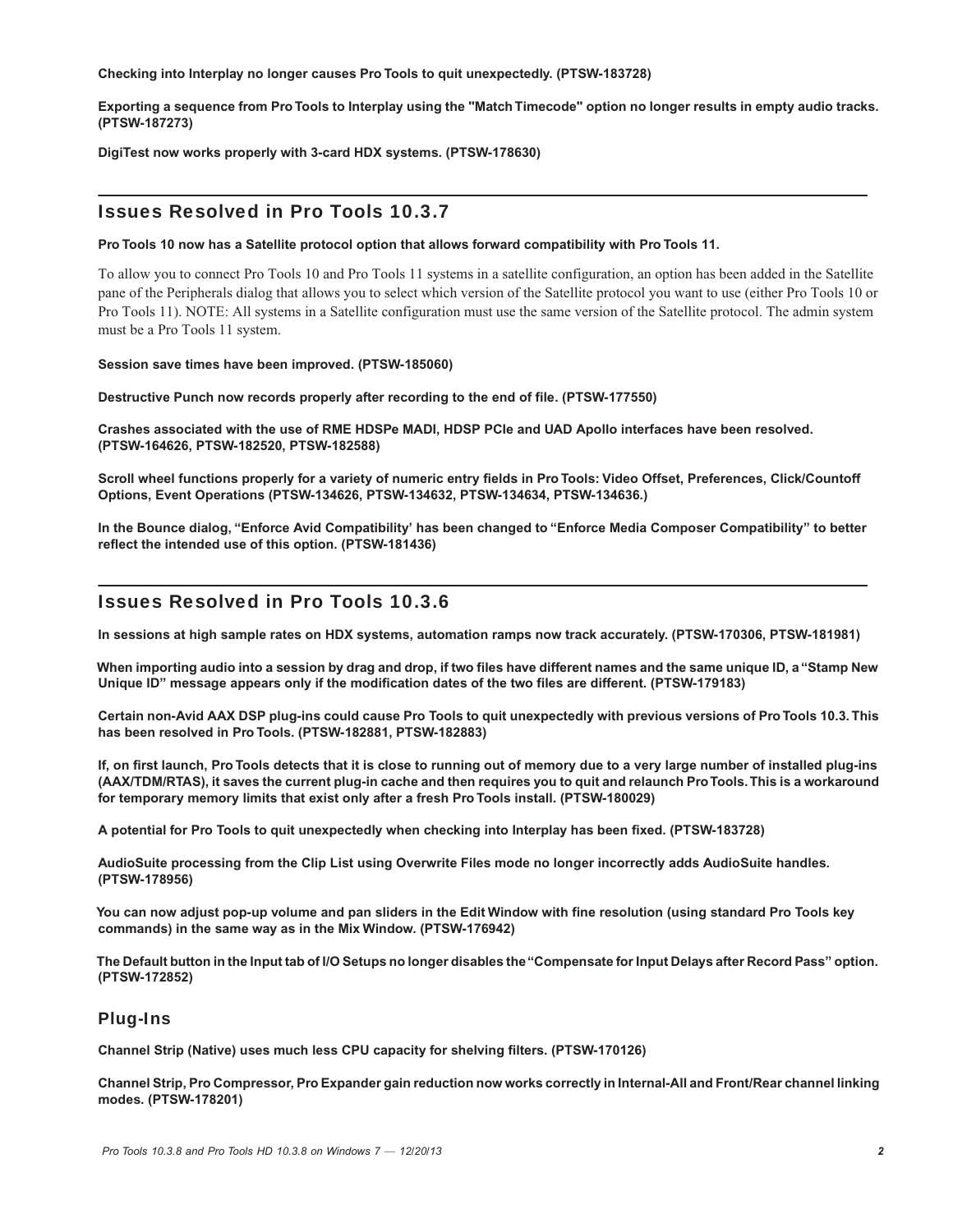**Checking into Interplay no longer causes Pro Tools to quit unexpectedly. (PTSW-183728)**

**Exporting a sequence from Pro Tools to Interplay using the "Match Timecode" option no longer results in empty audio tracks. (PTSW-187273)**

**DigiTest now works properly with 3-card HDX systems. (PTSW-178630)**

## Issues Resolved in Pro Tools 10.3.7

**Pro Tools 10 now has a Satellite protocol option that allows forward compatibility with Pro Tools 11.**

To allow you to connect Pro Tools 10 and Pro Tools 11 systems in a satellite configuration, an option has been added in the Satellite pane of the Peripherals dialog that allows you to select which version of the Satellite protocol you want to use (either Pro Tools 10 or Pro Tools 11). NOTE: All systems in a Satellite configuration must use the same version of the Satellite protocol. The admin system must be a Pro Tools 11 system.

**Session save times have been improved. (PTSW-185060)**

**Destructive Punch now records properly after recording to the end of file. (PTSW-177550)**

**Crashes associated with the use of RME HDSPe MADI, HDSP PCIe and UAD Apollo interfaces have been resolved. (PTSW-164626, PTSW-182520, PTSW-182588)**

**Scroll wheel functions properly for a variety of numeric entry fields in Pro Tools: Video Offset, Preferences, Click/Countoff Options, Event Operations (PTSW-134626, PTSW-134632, PTSW-134634, PTSW-134636.)**

**In the Bounce dialog, “Enforce Avid Compatibility’ has been changed to “Enforce Media Composer Compatibility” to better reflect the intended use of this option. (PTSW-181436)**

## Issues Resolved in Pro Tools 10.3.6

**In sessions at high sample rates on HDX systems, automation ramps now track accurately. (PTSW-170306, PTSW-181981)**

**When importing audio into a session by drag and drop, if two files have different names and the same unique ID, a “Stamp New Unique ID” message appears only if the modification dates of the two files are different. (PTSW-179183)**

**Certain non-Avid AAX DSP plug-ins could cause Pro Tools to quit unexpectedly with previous versions of Pro Tools 10.3. This has been resolved in Pro Tools. (PTSW-182881, PTSW-182883)**

**If, on first launch, Pro Tools detects that it is close to running out of memory due to a very large number of installed plug-ins (AAX/TDM/RTAS), it saves the current plug-in cache and then requires you to quit and relaunch Pro Tools. This is a workaround for temporary memory limits that exist only after a fresh Pro Tools install. (PTSW-180029)**

**A potential for Pro Tools to quit unexpectedly when checking into Interplay has been fixed. (PTSW-183728)**

**AudioSuite processing from the Clip List using Overwrite Files mode no longer incorrectly adds AudioSuite handles. (PTSW-178956)**

**You can now adjust pop-up volume and pan sliders in the Edit Window with fine resolution (using standard Pro Tools key commands) in the same way as in the Mix Window. (PTSW-176942)**

**The Default button in the Input tab of I/O Setups no longer disables the “Compensate for Input Delays after Record Pass” option. (PTSW-172852)**

### Plug-Ins

**Channel Strip (Native) uses much less CPU capacity for shelving filters. (PTSW-170126)**

**Channel Strip, Pro Compressor, Pro Expander gain reduction now works correctly in Internal-All and Front/Rear channel linking modes. (PTSW-178201)**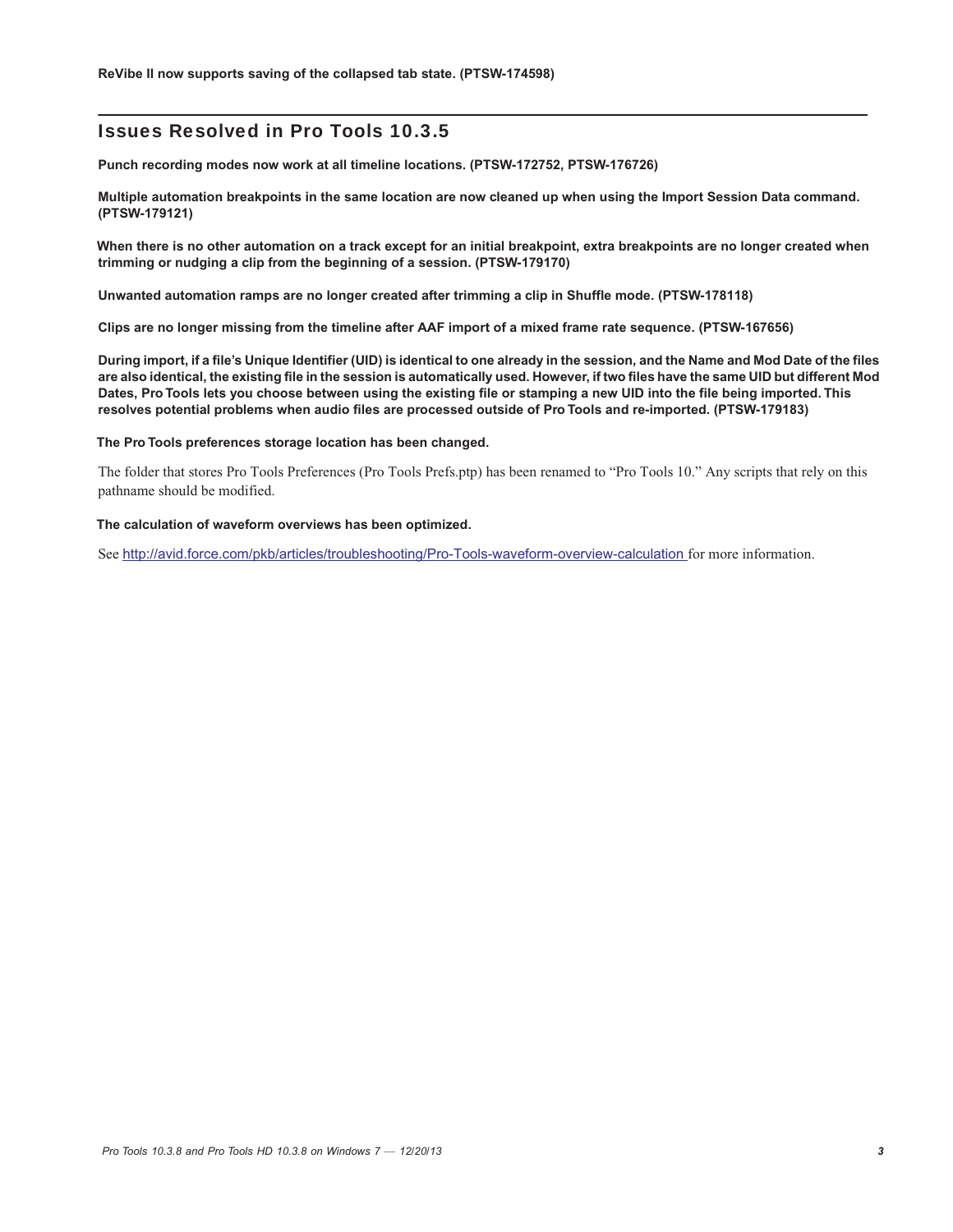**ReVibe II now supports saving of the collapsed tab state. (PTSW-174598)**

## Issues Resolved in Pro Tools 10.3.5

**Punch recording modes now work at all timeline locations. (PTSW-172752, PTSW-176726)**

**Multiple automation breakpoints in the same location are now cleaned up when using the Import Session Data command. (PTSW-179121)**

**When there is no other automation on a track except for an initial breakpoint, extra breakpoints are no longer created when trimming or nudging a clip from the beginning of a session. (PTSW-179170)**

**Unwanted automation ramps are no longer created after trimming a clip in Shuffle mode. (PTSW-178118)**

**Clips are no longer missing from the timeline after AAF import of a mixed frame rate sequence. (PTSW-167656)**

**During import, if a file's Unique Identifier (UID) is identical to one already in the session, and the Name and Mod Date of the files are also identical, the existing file in the session is automatically used. However, if two files have the same UID but different Mod Dates, Pro Tools lets you choose between using the existing file or stamping a new UID into the file being imported. This resolves potential problems when audio files are processed outside of Pro Tools and re-imported. (PTSW-179183)**

**The Pro Tools preferences storage location has been changed.**

The folder that stores Pro Tools Preferences (Pro Tools Prefs.ptp) has been renamed to "Pro Tools 10." Any scripts that rely on this pathname should be modified.

**The calculation of waveform overviews has been optimized.**

See http://avid.force.com/pkb/articles/troubleshooting/Pro-Tools-waveform-overview-calculation for more information.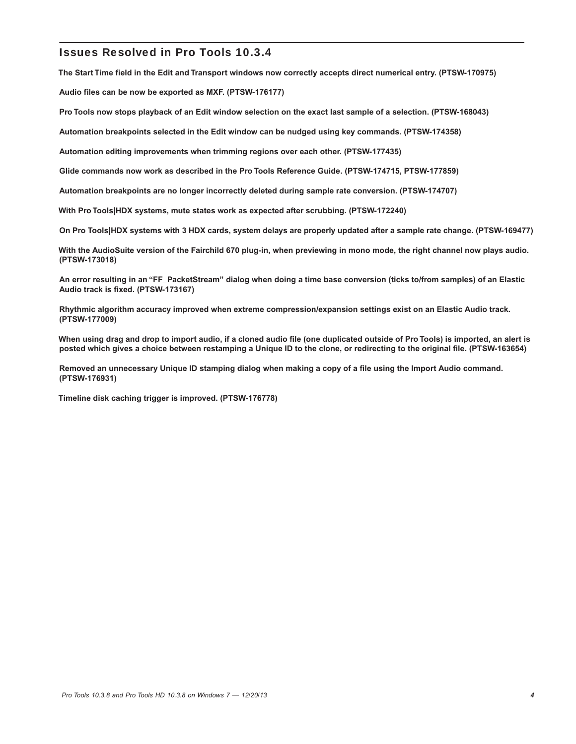## Issues Resolved in Pro Tools 10.3.4

**The Start Time field in the Edit and Transport windows now correctly accepts direct numerical entry. (PTSW-170975)**

**Audio files can be now be exported as MXF. (PTSW-176177)**

**Pro Tools now stops playback of an Edit window selection on the exact last sample of a selection. (PTSW-168043)**

**Automation breakpoints selected in the Edit window can be nudged using key commands. (PTSW-174358)**

**Automation editing improvements when trimming regions over each other. (PTSW-177435)**

**Glide commands now work as described in the Pro Tools Reference Guide. (PTSW-174715, PTSW-177859)**

**Automation breakpoints are no longer incorrectly deleted during sample rate conversion. (PTSW-174707)**

**With Pro Tools|HDX systems, mute states work as expected after scrubbing. (PTSW-172240)**

**On Pro Tools|HDX systems with 3 HDX cards, system delays are properly updated after a sample rate change. (PTSW-169477)**

**With the AudioSuite version of the Fairchild 670 plug-in, when previewing in mono mode, the right channel now plays audio. (PTSW-173018)**

**An error resulting in an "FF_PacketStream" dialog when doing a time base conversion (ticks to/from samples) of an Elastic Audio track is fixed. (PTSW-173167)**

**Rhythmic algorithm accuracy improved when extreme compression/expansion settings exist on an Elastic Audio track. (PTSW-177009)**

**When using drag and drop to import audio, if a cloned audio file (one duplicated outside of Pro Tools) is imported, an alert is posted which gives a choice between restamping a Unique ID to the clone, or redirecting to the original file. (PTSW-163654)**

**Removed an unnecessary Unique ID stamping dialog when making a copy of a file using the Import Audio command. (PTSW-176931)**

**Timeline disk caching trigger is improved. (PTSW-176778)**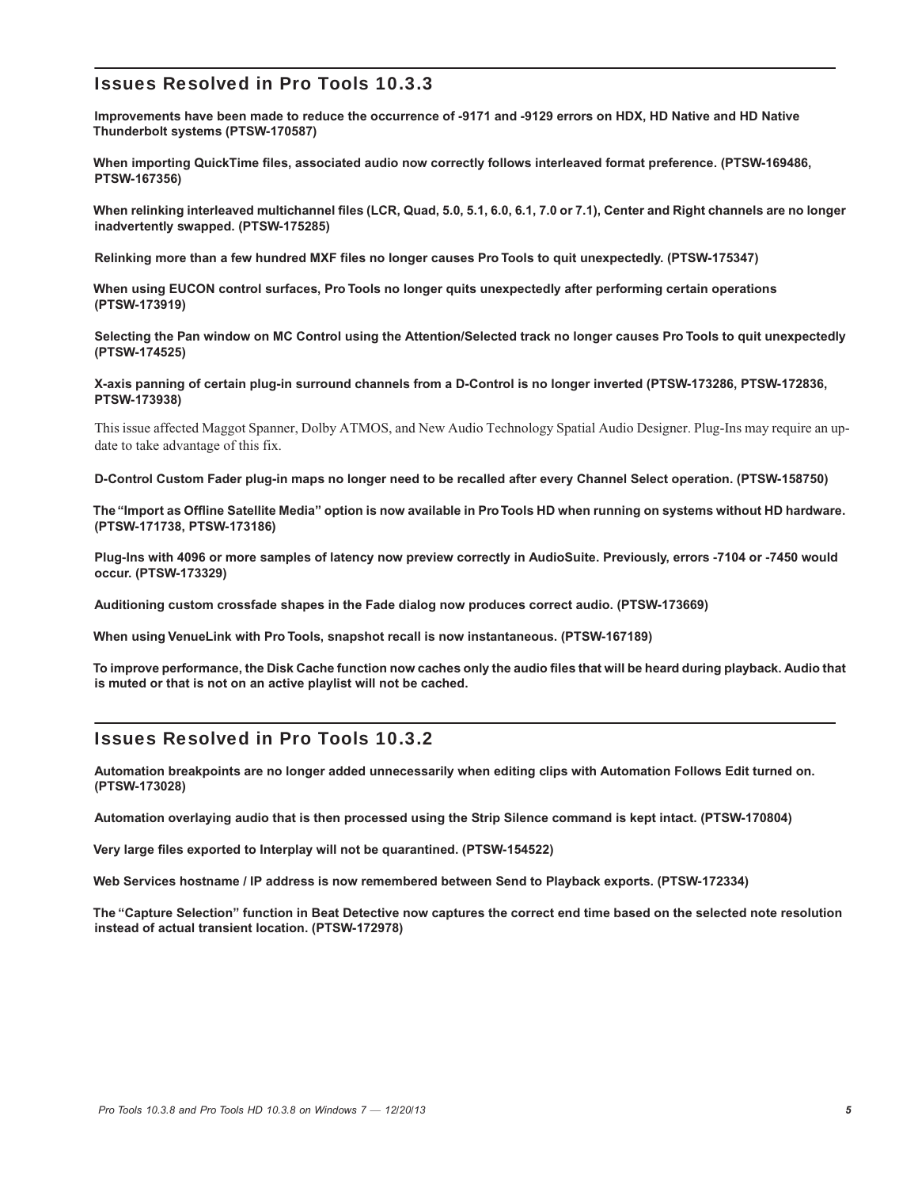## Issues Resolved in Pro Tools 10.3.3

**Improvements have been made to reduce the occurrence of -9171 and -9129 errors on HDX, HD Native and HD Native Thunderbolt systems (PTSW-170587)**

**When importing QuickTime files, associated audio now correctly follows interleaved format preference. (PTSW-169486, PTSW-167356)**

**When relinking interleaved multichannel files (LCR, Quad, 5.0, 5.1, 6.0, 6.1, 7.0 or 7.1), Center and Right channels are no longer inadvertently swapped. (PTSW-175285)**

**Relinking more than a few hundred MXF files no longer causes Pro Tools to quit unexpectedly. (PTSW-175347)**

**When using EUCON control surfaces, Pro Tools no longer quits unexpectedly after performing certain operations (PTSW-173919)**

**Selecting the Pan window on MC Control using the Attention/Selected track no longer causes Pro Tools to quit unexpectedly (PTSW-174525)**

**X-axis panning of certain plug-in surround channels from a D-Control is no longer inverted (PTSW-173286, PTSW-172836, PTSW-173938)**

This issue affected Maggot Spanner, Dolby ATMOS, and New Audio Technology Spatial Audio Designer. Plug-Ins may require an update to take advantage of this fix.

**D-Control Custom Fader plug-in maps no longer need to be recalled after every Channel Select operation. (PTSW-158750)**

**The "Import as Offline Satellite Media" option is now available in Pro Tools HD when running on systems without HD hardware. (PTSW-171738, PTSW-173186)**

**Plug-Ins with 4096 or more samples of latency now preview correctly in AudioSuite. Previously, errors -7104 or -7450 would occur. (PTSW-173329)**

**Auditioning custom crossfade shapes in the Fade dialog now produces correct audio. (PTSW-173669)**

**When using VenueLink with Pro Tools, snapshot recall is now instantaneous. (PTSW-167189)**

**To improve performance, the Disk Cache function now caches only the audio files that will be heard during playback. Audio that is muted or that is not on an active playlist will not be cached.**

## Issues Resolved in Pro Tools 10.3.2

**Automation breakpoints are no longer added unnecessarily when editing clips with Automation Follows Edit turned on. (PTSW-173028)**

**Automation overlaying audio that is then processed using the Strip Silence command is kept intact. (PTSW-170804)**

**Very large files exported to Interplay will not be quarantined. (PTSW-154522)**

**Web Services hostname / IP address is now remembered between Send to Playback exports. (PTSW-172334)**

**The "Capture Selection" function in Beat Detective now captures the correct end time based on the selected note resolution instead of actual transient location. (PTSW-172978)**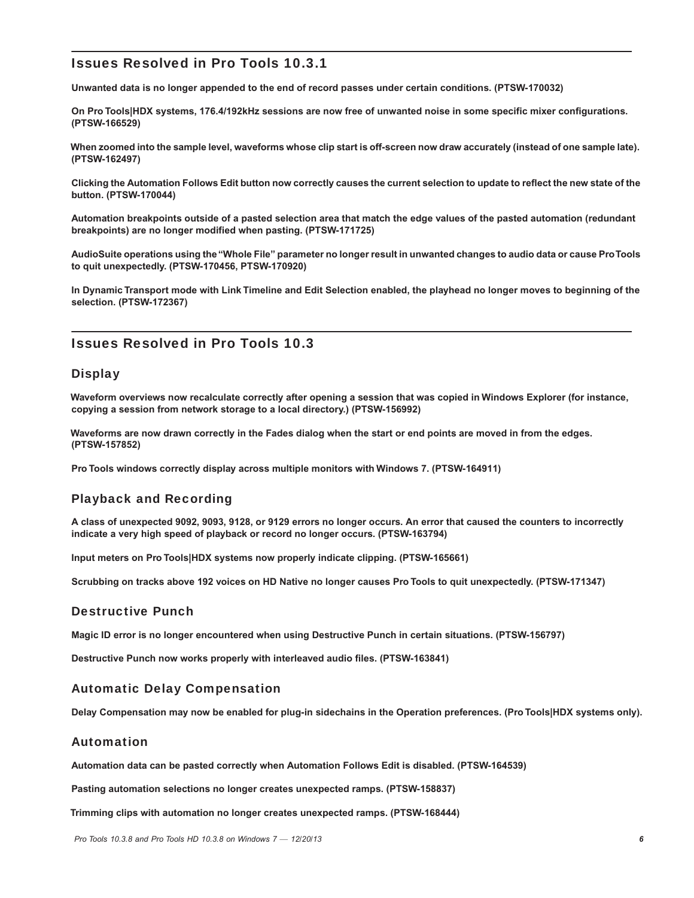## Issues Resolved in Pro Tools 10.3.1

**Unwanted data is no longer appended to the end of record passes under certain conditions. (PTSW-170032)**

**On Pro Tools|HDX systems, 176.4/192kHz sessions are now free of unwanted noise in some specific mixer configurations. (PTSW-166529)**

**When zoomed into the sample level, waveforms whose clip start is off-screen now draw accurately (instead of one sample late). (PTSW-162497)**

**Clicking the Automation Follows Edit button now correctly causes the current selection to update to reflect the new state of the button. (PTSW-170044)**

**Automation breakpoints outside of a pasted selection area that match the edge values of the pasted automation (redundant breakpoints) are no longer modified when pasting. (PTSW-171725)**

**AudioSuite operations using the "Whole File" parameter no longer result in unwanted changes to audio data or cause Pro Tools to quit unexpectedly. (PTSW-170456, PTSW-170920)**

**In Dynamic Transport mode with Link Timeline and Edit Selection enabled, the playhead no longer moves to beginning of the selection. (PTSW-172367)**

## Issues Resolved in Pro Tools 10.3

### Display

**Waveform overviews now recalculate correctly after opening a session that was copied in Windows Explorer (for instance, copying a session from network storage to a local directory.) (PTSW-156992)**

**Waveforms are now drawn correctly in the Fades dialog when the start or end points are moved in from the edges. (PTSW-157852)**

**Pro Tools windows correctly display across multiple monitors with Windows 7. (PTSW-164911)**

### Playback and Recording

**A class of unexpected 9092, 9093, 9128, or 9129 errors no longer occurs. An error that caused the counters to incorrectly indicate a very high speed of playback or record no longer occurs. (PTSW-163794)**

**Input meters on Pro Tools|HDX systems now properly indicate clipping. (PTSW-165661)**

**Scrubbing on tracks above 192 voices on HD Native no longer causes Pro Tools to quit unexpectedly. (PTSW-171347)**

### Destructive Punch

**Magic ID error is no longer encountered when using Destructive Punch in certain situations. (PTSW-156797)**

**Destructive Punch now works properly with interleaved audio files. (PTSW-163841)**

### Automatic Delay Compensation

**Delay Compensation may now be enabled for plug-in sidechains in the Operation preferences. (Pro Tools|HDX systems only).**

### Automation

**Automation data can be pasted correctly when Automation Follows Edit is disabled. (PTSW-164539)**

**Pasting automation selections no longer creates unexpected ramps. (PTSW-158837)**

**Trimming clips with automation no longer creates unexpected ramps. (PTSW-168444)**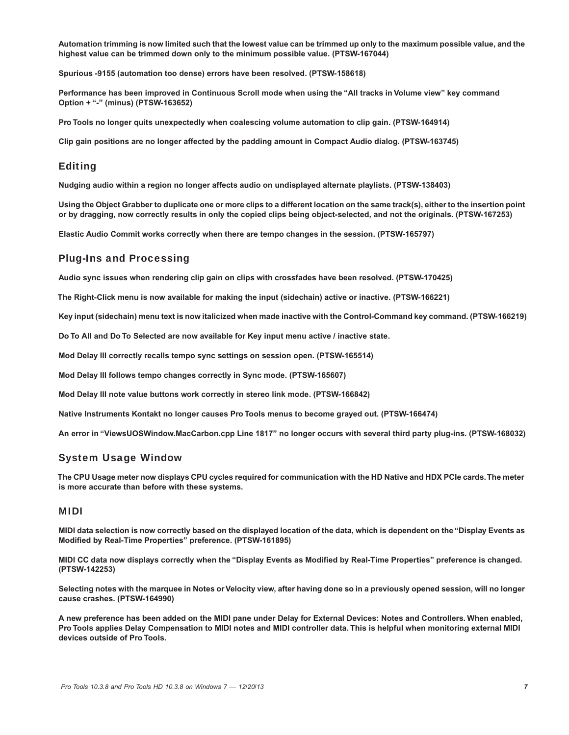**Automation trimming is now limited such that the lowest value can be trimmed up only to the maximum possible value, and the highest value can be trimmed down only to the minimum possible value. (PTSW-167044)**

**Spurious -9155 (automation too dense) errors have been resolved. (PTSW-158618)**

**Performance has been improved in Continuous Scroll mode when using the "All tracks in Volume view" key command Option + "-" (minus) (PTSW-163652)**

**Pro Tools no longer quits unexpectedly when coalescing volume automation to clip gain. (PTSW-164914)**

**Clip gain positions are no longer affected by the padding amount in Compact Audio dialog. (PTSW-163745)**

## Editing

**Nudging audio within a region no longer affects audio on undisplayed alternate playlists. (PTSW-138403)**

**Using the Object Grabber to duplicate one or more clips to a different location on the same track(s), either to the insertion point or by dragging, now correctly results in only the copied clips being object-selected, and not the originals. (PTSW-167253)**

**Elastic Audio Commit works correctly when there are tempo changes in the session. (PTSW-165797)**

## Plug-Ins and Processing

**Audio sync issues when rendering clip gain on clips with crossfades have been resolved. (PTSW-170425)**

**The Right-Click menu is now available for making the input (sidechain) active or inactive. (PTSW-166221)**

**Key input (sidechain) menu text is now italicized when made inactive with the Control-Command key command. (PTSW-166219)**

**Do To All and Do To Selected are now available for Key input menu active / inactive state.**

**Mod Delay III correctly recalls tempo sync settings on session open. (PTSW-165514)**

**Mod Delay III follows tempo changes correctly in Sync mode. (PTSW-165607)**

**Mod Delay III note value buttons work correctly in stereo link mode. (PTSW-166842)**

**Native Instruments Kontakt no longer causes Pro Tools menus to become grayed out. (PTSW-166474)**

**An error in "ViewsUOSWindow.MacCarbon.cpp Line 1817" no longer occurs with several third party plug-ins. (PTSW-168032)**

## System Usage Window

**The CPU Usage meter now displays CPU cycles required for communication with the HD Native and HDX PCIe cards. The meter is more accurate than before with these systems.**

## MIDI

**MIDI data selection is now correctly based on the displayed location of the data, which is dependent on the "Display Events as Modified by Real-Time Properties" preference. (PTSW-161895)**

**MIDI CC data now displays correctly when the "Display Events as Modified by Real-Time Properties" preference is changed. (PTSW-142253)**

**Selecting notes with the marquee in Notes or Velocity view, after having done so in a previously opened session, will no longer cause crashes. (PTSW-164990)**

**A new preference has been added on the MIDI pane under Delay for External Devices: Notes and Controllers. When enabled, Pro Tools applies Delay Compensation to MIDI notes and MIDI controller data. This is helpful when monitoring external MIDI devices outside of Pro Tools.**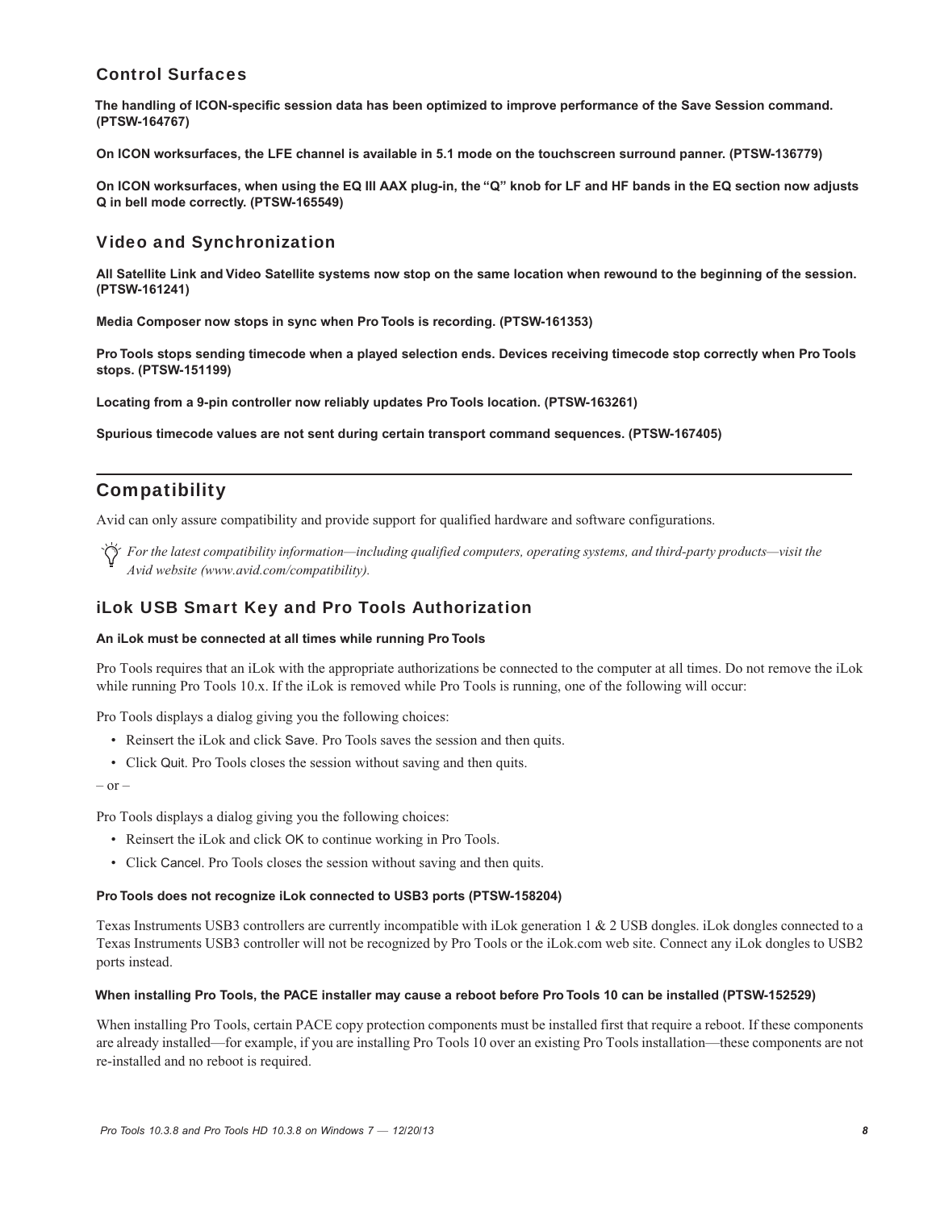### Control Surfaces

**The handling of ICON-specific session data has been optimized to improve performance of the Save Session command. (PTSW-164767)**

**On ICON worksurfaces, the LFE channel is available in 5.1 mode on the touchscreen surround panner. (PTSW-136779)**

**On ICON worksurfaces, when using the EQ III AAX plug-in, the "Q" knob for LF and HF bands in the EQ section now adjusts Q in bell mode correctly. (PTSW-165549)**

### Video and Synchronization

**All Satellite Link and Video Satellite systems now stop on the same location when rewound to the beginning of the session. (PTSW-161241)**

**Media Composer now stops in sync when Pro Tools is recording. (PTSW-161353)**

**Pro Tools stops sending timecode when a played selection ends. Devices receiving timecode stop correctly when Pro Tools stops. (PTSW-151199)**

**Locating from a 9-pin controller now reliably updates Pro Tools location. (PTSW-163261)**

**Spurious timecode values are not sent during certain transport command sequences. (PTSW-167405)**

## Compatibility

Avid can only assure compatibility and provide support for qualified hardware and software configurations.

*For the latest compatibility information—including qualified computers, operating systems, and third-party products—visit the Avid website (www.avid.com/compatibility).*

### iLok USB Smart Key and Pro Tools Authorization

**An iLok must be connected at all times while running Pro Tools**

Pro Tools requires that an iLok with the appropriate authorizations be connected to the computer at all times. Do not remove the iLok while running Pro Tools 10.x. If the iLok is removed while Pro Tools is running, one of the following will occur:

Pro Tools displays a dialog giving you the following choices:

- Reinsert the iLok and click Save. Pro Tools saves the session and then quits.
- Click Quit. Pro Tools closes the session without saving and then quits.

– or –

Pro Tools displays a dialog giving you the following choices:

- Reinsert the iLok and click OK to continue working in Pro Tools.
- Click Cancel. Pro Tools closes the session without saving and then quits.

**Pro Tools does not recognize iLok connected to USB3 ports (PTSW-158204)**

Texas Instruments USB3 controllers are currently incompatible with iLok generation 1 & 2 USB dongles. iLok dongles connected to a Texas Instruments USB3 controller will not be recognized by Pro Tools or the iLok.com web site. Connect any iLok dongles to USB2 ports instead.

**When installing Pro Tools, the PACE installer may cause a reboot before Pro Tools 10 can be installed (PTSW-152529)**

When installing Pro Tools, certain PACE copy protection components must be installed first that require a reboot. If these components are already installed—for example, if you are installing Pro Tools 10 over an existing Pro Tools installation—these components are not re-installed and no reboot is required.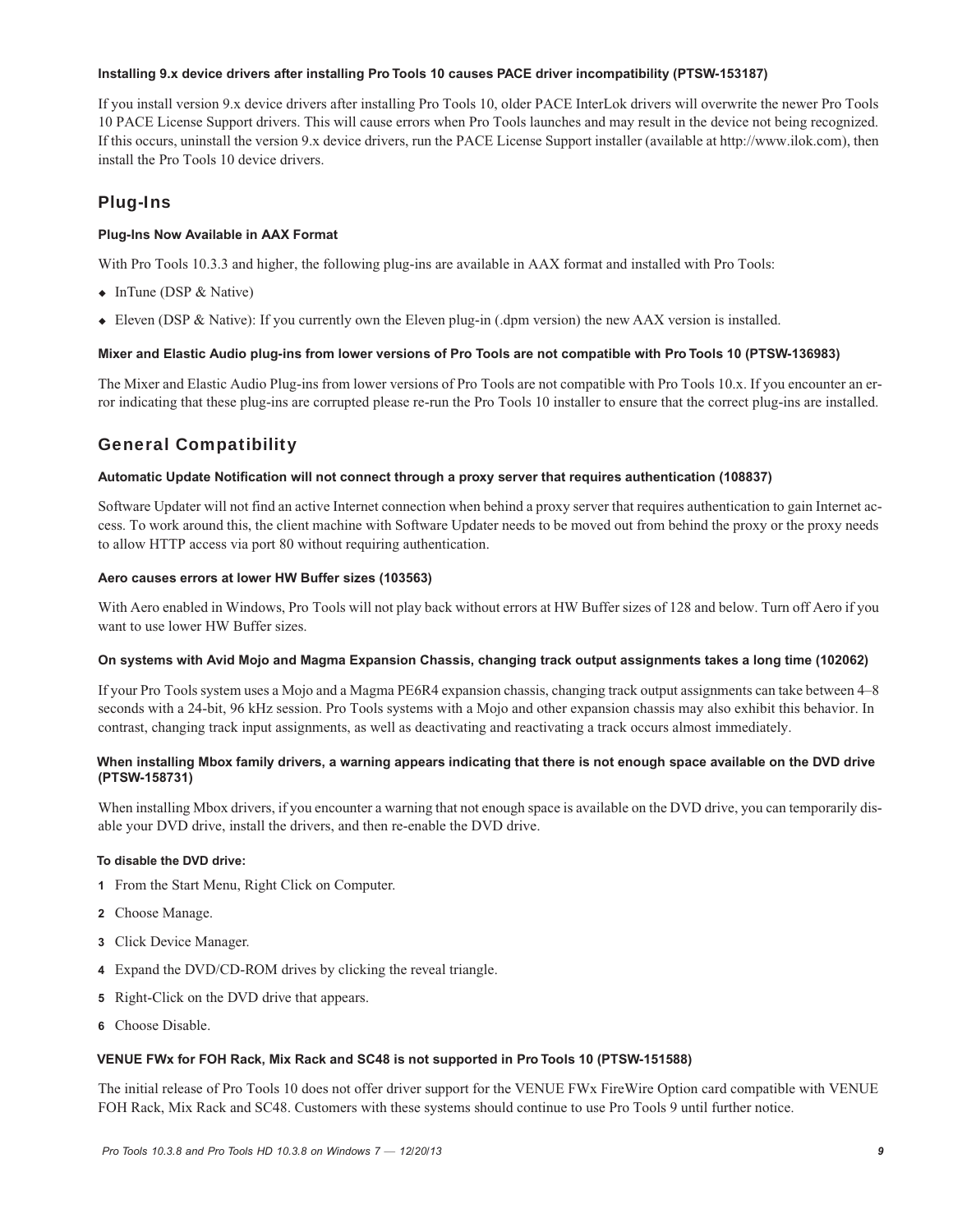#### Installing 9.x device drivers after installing Pro Tools 10 causes PACE driver incompatibility (PTSW-153187)

If you install version 9.x device drivers after installing Pro Tools 10, older PACE InterLok drivers will overwrite the newer Pro Tools 10 PACE License Support drivers. This will cause errors when Pro Tools launches and may result in the device not being recognized. If this occurs, uninstall the version 9.x device drivers, run the PACE License Support installer (available at http://www.ilok.com), then install the Pro Tools 10 device drivers.

## Plug-Ins

#### Plug-Ins Now Available in AAX Format

With Pro Tools 10.3.3 and higher, the following plug-ins are available in AAX format and installed with Pro Tools:

- InTune (DSP & Native)
- Eleven (DSP & Native): If you currently own the Eleven plug-in (.dpm version) the new AAX version is installed.

#### Mixer and Elastic Audio plug-ins from lower versions of Pro Tools are not compatible with Pro Tools 10 (PTSW-136983)

The Mixer and Elastic Audio Plug-ins from lower versions of Pro Tools are not compatible with Pro Tools 10.x. If you encounter an error indicating that these plug-ins are corrupted please re-run the Pro Tools 10 installer to ensure that the correct plug-ins are installed.

## General Compatibility

#### Automatic Update Notification will not connect through a proxy server that requires authentication (108837)

Software Updater will not find an active Internet connection when behind a proxy server that requires authentication to gain Internet access. To work around this, the client machine with Software Updater needs to be moved out from behind the proxy or the proxy needs to allow HTTP access via port 80 without requiring authentication.

#### Aero causes errors at lower HW Buffer sizes (103563)

With Aero enabled in Windows, Pro Tools will not play back without errors at HW Buffer sizes of 128 and below. Turn off Aero if you want to use lower HW Buffer sizes.

#### On systems with Avid Mojo and Magma Expansion Chassis, changing track output assignments takes a long time (102062)

If your Pro Tools system uses a Mojo and a Magma PE6R4 expansion chassis, changing track output assignments can take between 4–8 seconds with a 24-bit, 96 kHz session. Pro Tools systems with a Mojo and other expansion chassis may also exhibit this behavior. In contrast, changing track input assignments, as well as deactivating and reactivating a track occurs almost immediately.

#### When installing Mbox family drivers, a warning appears indicating that there is not enough space available on the DVD drive (PTSW-158731)

When installing Mbox drivers, if you encounter a warning that not enough space is available on the DVD drive, you can temporarily disable your DVD drive, install the drivers, and then re-enable the DVD drive.

**To disable the DVD drive:**

1. From the Start Menu, Right Click on Computer.
2. Choose Manage.
3. Click Device Manager.
4. Expand the DVD/CD-ROM drives by clicking the reveal triangle.
5. Right-Click on the DVD drive that appears.
6. Choose Disable.

#### VENUE FWx for FOH Rack, Mix Rack and SC48 is not supported in Pro Tools 10 (PTSW-151588)

The initial release of Pro Tools 10 does not offer driver support for the VENUE FWx FireWire Option card compatible with VENUE FOH Rack, Mix Rack and SC48. Customers with these systems should continue to use Pro Tools 9 until further notice.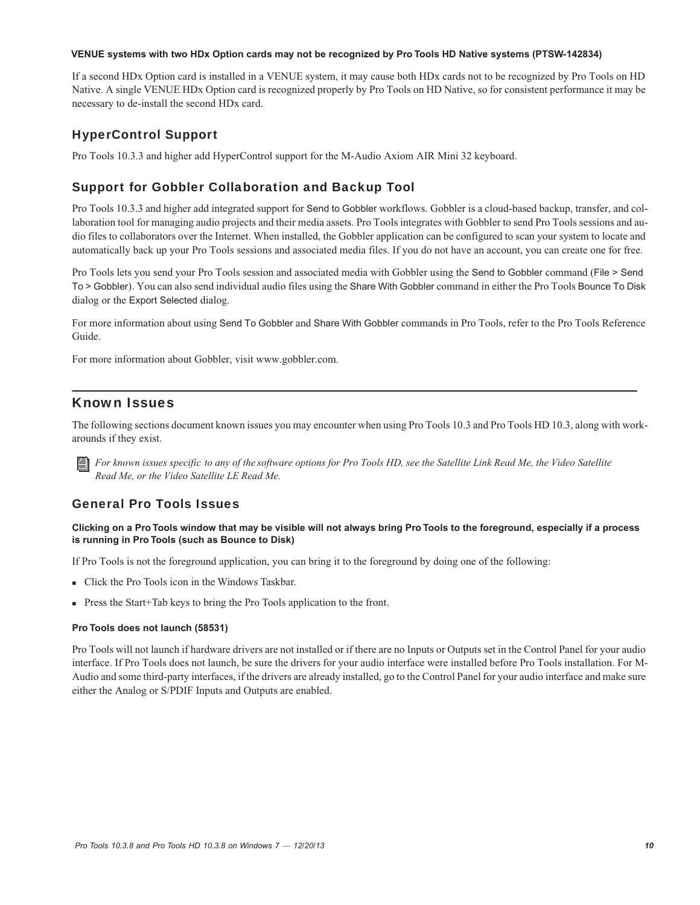#### VENUE systems with two HDx Option cards may not be recognized by Pro Tools HD Native systems (PTSW-142834)

If a second HDx Option card is installed in a VENUE system, it may cause both HDx cards not to be recognized by Pro Tools on HD Native. A single VENUE HDx Option card is recognized properly by Pro Tools on HD Native, so for consistent performance it may be necessary to de-install the second HDx card.

### HyperControl Support

Pro Tools 10.3.3 and higher add HyperControl support for the M-Audio Axiom AIR Mini 32 keyboard.

### Support for Gobbler Collaboration and Backup Tool

Pro Tools 10.3.3 and higher add integrated support for Send to Gobbler workflows. Gobbler is a cloud-based backup, transfer, and collaboration tool for managing audio projects and their media assets. Pro Tools integrates with Gobbler to send Pro Tools sessions and audio files to collaborators over the Internet. When installed, the Gobbler application can be configured to scan your system to locate and automatically back up your Pro Tools sessions and associated media files. If you do not have an account, you can create one for free.

Pro Tools lets you send your Pro Tools session and associated media with Gobbler using the Send to Gobbler command (File > Send To > Gobbler). You can also send individual audio files using the Share With Gobbler command in either the Pro Tools Bounce To Disk dialog or the Export Selected dialog.

For more information about using Send To Gobbler and Share With Gobbler commands in Pro Tools, refer to the Pro Tools Reference Guide.

For more information about Gobbler, visit www.gobbler.com.

## Known Issues

The following sections document known issues you may encounter when using Pro Tools 10.3 and Pro Tools HD 10.3, along with workarounds if they exist.

*For known issues specific to any of the software options for Pro Tools HD, see the Satellite Link Read Me, the Video Satellite Read Me, or the Video Satellite LE Read Me.*

### General Pro Tools Issues

#### Clicking on a Pro Tools window that may be visible will not always bring Pro Tools to the foreground, especially if a process is running in Pro Tools (such as Bounce to Disk)

If Pro Tools is not the foreground application, you can bring it to the foreground by doing one of the following:

- Click the Pro Tools icon in the Windows Taskbar.
- Press the Start+Tab keys to bring the Pro Tools application to the front.

#### Pro Tools does not launch (58531)

Pro Tools will not launch if hardware drivers are not installed or if there are no Inputs or Outputs set in the Control Panel for your audio interface. If Pro Tools does not launch, be sure the drivers for your audio interface were installed before Pro Tools installation. For M-Audio and some third-party interfaces, if the drivers are already installed, go to the Control Panel for your audio interface and make sure either the Analog or S/PDIF Inputs and Outputs are enabled.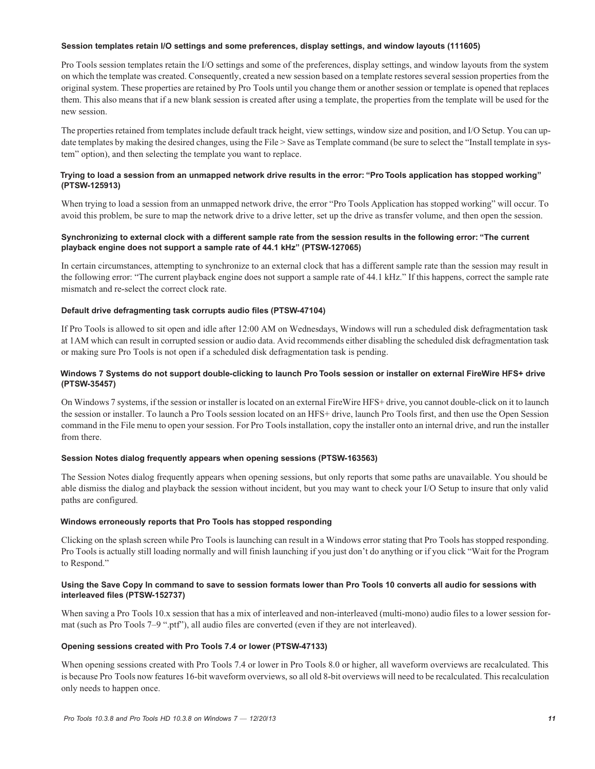#### Session templates retain I/O settings and some preferences, display settings, and window layouts (111605)

Pro Tools session templates retain the I/O settings and some of the preferences, display settings, and window layouts from the system on which the template was created. Consequently, created a new session based on a template restores several session properties from the original system. These properties are retained by Pro Tools until you change them or another session or template is opened that replaces them. This also means that if a new blank session is created after using a template, the properties from the template will be used for the new session.

The properties retained from templates include default track height, view settings, window size and position, and I/O Setup. You can update templates by making the desired changes, using the File > Save as Template command (be sure to select the "Install template in system" option), and then selecting the template you want to replace.

#### Trying to load a session from an unmapped network drive results in the error: "Pro Tools application has stopped working" (PTSW-125913)

When trying to load a session from an unmapped network drive, the error "Pro Tools Application has stopped working" will occur. To avoid this problem, be sure to map the network drive to a drive letter, set up the drive as transfer volume, and then open the session.

#### Synchronizing to external clock with a different sample rate from the session results in the following error: "The current playback engine does not support a sample rate of 44.1 kHz" (PTSW-127065)

In certain circumstances, attempting to synchronize to an external clock that has a different sample rate than the session may result in the following error: "The current playback engine does not support a sample rate of 44.1 kHz." If this happens, correct the sample rate mismatch and re-select the correct clock rate.

#### Default drive defragmenting task corrupts audio files (PTSW-47104)

If Pro Tools is allowed to sit open and idle after 12:00 AM on Wednesdays, Windows will run a scheduled disk defragmentation task at 1AM which can result in corrupted session or audio data. Avid recommends either disabling the scheduled disk defragmentation task or making sure Pro Tools is not open if a scheduled disk defragmentation task is pending.

#### Windows 7 Systems do not support double-clicking to launch Pro Tools session or installer on external FireWire HFS+ drive (PTSW-35457)

On Windows 7 systems, if the session or installer is located on an external FireWire HFS+ drive, you cannot double-click on it to launch the session or installer. To launch a Pro Tools session located on an HFS+ drive, launch Pro Tools first, and then use the Open Session command in the File menu to open your session. For Pro Tools installation, copy the installer onto an internal drive, and run the installer from there.

#### Session Notes dialog frequently appears when opening sessions (PTSW-163563)

The Session Notes dialog frequently appears when opening sessions, but only reports that some paths are unavailable. You should be able dismiss the dialog and playback the session without incident, but you may want to check your I/O Setup to insure that only valid paths are configured.

#### Windows erroneously reports that Pro Tools has stopped responding

Clicking on the splash screen while Pro Tools is launching can result in a Windows error stating that Pro Tools has stopped responding. Pro Tools is actually still loading normally and will finish launching if you just don't do anything or if you click "Wait for the Program to Respond."

#### Using the Save Copy In command to save to session formats lower than Pro Tools 10 converts all audio for sessions with interleaved files (PTSW-152737)

When saving a Pro Tools 10.x session that has a mix of interleaved and non-interleaved (multi-mono) audio files to a lower session format (such as Pro Tools 7–9 ".ptf"), all audio files are converted (even if they are not interleaved).

#### Opening sessions created with Pro Tools 7.4 or lower (PTSW-47133)

When opening sessions created with Pro Tools 7.4 or lower in Pro Tools 8.0 or higher, all waveform overviews are recalculated. This is because Pro Tools now features 16-bit waveform overviews, so all old 8-bit overviews will need to be recalculated. This recalculation only needs to happen once.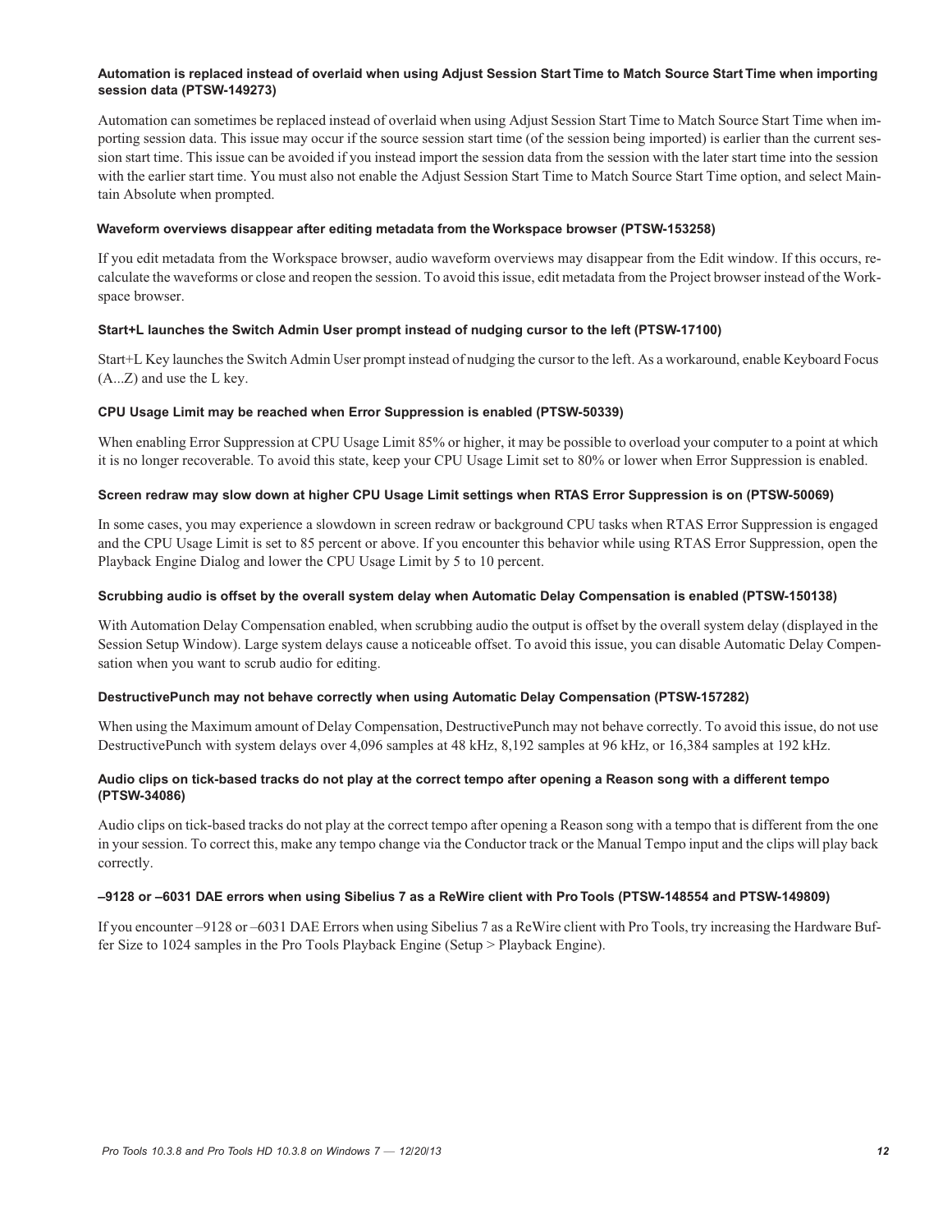#### Automation is replaced instead of overlaid when using Adjust Session Start Time to Match Source Start Time when importing session data (PTSW-149273)

Automation can sometimes be replaced instead of overlaid when using Adjust Session Start Time to Match Source Start Time when importing session data. This issue may occur if the source session start time (of the session being imported) is earlier than the current session start time. This issue can be avoided if you instead import the session data from the session with the later start time into the session with the earlier start time. You must also not enable the Adjust Session Start Time to Match Source Start Time option, and select Maintain Absolute when prompted.

#### Waveform overviews disappear after editing metadata from the Workspace browser (PTSW-153258)

If you edit metadata from the Workspace browser, audio waveform overviews may disappear from the Edit window. If this occurs, recalculate the waveforms or close and reopen the session. To avoid this issue, edit metadata from the Project browser instead of the Workspace browser.

#### Start+L launches the Switch Admin User prompt instead of nudging cursor to the left (PTSW-17100)

Start+L Key launches the Switch Admin User prompt instead of nudging the cursor to the left. As a workaround, enable Keyboard Focus (A...Z) and use the L key.

#### CPU Usage Limit may be reached when Error Suppression is enabled (PTSW-50339)

When enabling Error Suppression at CPU Usage Limit 85% or higher, it may be possible to overload your computer to a point at which it is no longer recoverable. To avoid this state, keep your CPU Usage Limit set to 80% or lower when Error Suppression is enabled.

#### Screen redraw may slow down at higher CPU Usage Limit settings when RTAS Error Suppression is on (PTSW-50069)

In some cases, you may experience a slowdown in screen redraw or background CPU tasks when RTAS Error Suppression is engaged and the CPU Usage Limit is set to 85 percent or above. If you encounter this behavior while using RTAS Error Suppression, open the Playback Engine Dialog and lower the CPU Usage Limit by 5 to 10 percent.

#### Scrubbing audio is offset by the overall system delay when Automatic Delay Compensation is enabled (PTSW-150138)

With Automation Delay Compensation enabled, when scrubbing audio the output is offset by the overall system delay (displayed in the Session Setup Window). Large system delays cause a noticeable offset. To avoid this issue, you can disable Automatic Delay Compensation when you want to scrub audio for editing.

#### DestructivePunch may not behave correctly when using Automatic Delay Compensation (PTSW-157282)

When using the Maximum amount of Delay Compensation, DestructivePunch may not behave correctly. To avoid this issue, do not use DestructivePunch with system delays over 4,096 samples at 48 kHz, 8,192 samples at 96 kHz, or 16,384 samples at 192 kHz.

#### Audio clips on tick-based tracks do not play at the correct tempo after opening a Reason song with a different tempo (PTSW-34086)

Audio clips on tick-based tracks do not play at the correct tempo after opening a Reason song with a tempo that is different from the one in your session. To correct this, make any tempo change via the Conductor track or the Manual Tempo input and the clips will play back correctly.

#### –9128 or –6031 DAE errors when using Sibelius 7 as a ReWire client with Pro Tools (PTSW-148554 and PTSW-149809)

If you encounter –9128 or –6031 DAE Errors when using Sibelius 7 as a ReWire client with Pro Tools, try increasing the Hardware Buffer Size to 1024 samples in the Pro Tools Playback Engine (Setup > Playback Engine).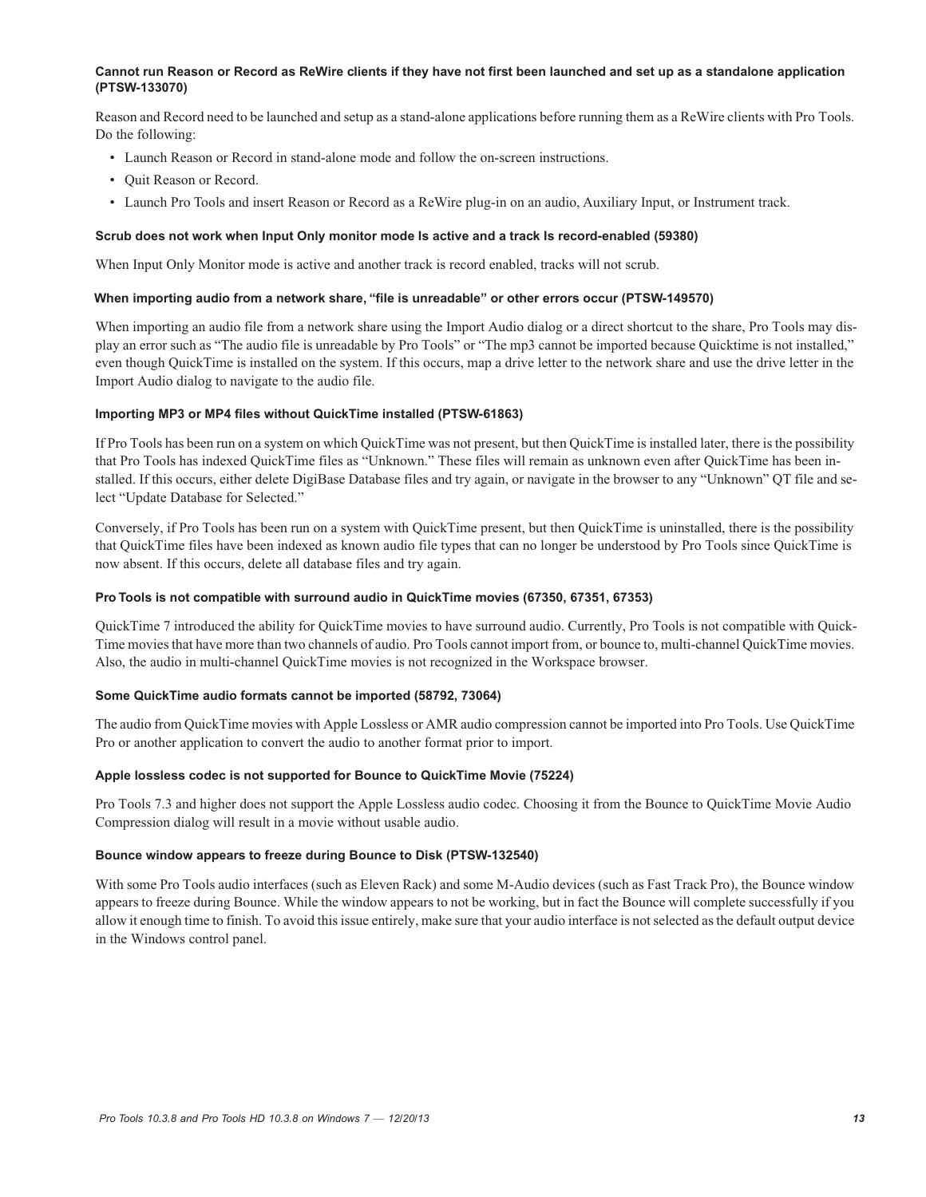#### Cannot run Reason or Record as ReWire clients if they have not first been launched and set up as a standalone application (PTSW-133070)

Reason and Record need to be launched and setup as a stand-alone applications before running them as a ReWire clients with Pro Tools. Do the following:

- Launch Reason or Record in stand-alone mode and follow the on-screen instructions.
- Quit Reason or Record.
- Launch Pro Tools and insert Reason or Record as a ReWire plug-in on an audio, Auxiliary Input, or Instrument track.

#### Scrub does not work when Input Only monitor mode Is active and a track Is record-enabled (59380)

When Input Only Monitor mode is active and another track is record enabled, tracks will not scrub.

#### When importing audio from a network share, "file is unreadable" or other errors occur (PTSW-149570)

When importing an audio file from a network share using the Import Audio dialog or a direct shortcut to the share, Pro Tools may display an error such as "The audio file is unreadable by Pro Tools" or "The mp3 cannot be imported because Quicktime is not installed," even though QuickTime is installed on the system. If this occurs, map a drive letter to the network share and use the drive letter in the Import Audio dialog to navigate to the audio file.

#### Importing MP3 or MP4 files without QuickTime installed (PTSW-61863)

If Pro Tools has been run on a system on which QuickTime was not present, but then QuickTime is installed later, there is the possibility that Pro Tools has indexed QuickTime files as "Unknown." These files will remain as unknown even after QuickTime has been installed. If this occurs, either delete DigiBase Database files and try again, or navigate in the browser to any "Unknown" QT file and select "Update Database for Selected."

Conversely, if Pro Tools has been run on a system with QuickTime present, but then QuickTime is uninstalled, there is the possibility that QuickTime files have been indexed as known audio file types that can no longer be understood by Pro Tools since QuickTime is now absent. If this occurs, delete all database files and try again.

#### Pro Tools is not compatible with surround audio in QuickTime movies (67350, 67351, 67353)

QuickTime 7 introduced the ability for QuickTime movies to have surround audio. Currently, Pro Tools is not compatible with QuickTime movies that have more than two channels of audio. Pro Tools cannot import from, or bounce to, multi-channel QuickTime movies. Also, the audio in multi-channel QuickTime movies is not recognized in the Workspace browser.

#### Some QuickTime audio formats cannot be imported (58792, 73064)

The audio from QuickTime movies with Apple Lossless or AMR audio compression cannot be imported into Pro Tools. Use QuickTime Pro or another application to convert the audio to another format prior to import.

#### Apple lossless codec is not supported for Bounce to QuickTime Movie (75224)

Pro Tools 7.3 and higher does not support the Apple Lossless audio codec. Choosing it from the Bounce to QuickTime Movie Audio Compression dialog will result in a movie without usable audio.

#### Bounce window appears to freeze during Bounce to Disk (PTSW-132540)

With some Pro Tools audio interfaces (such as Eleven Rack) and some M-Audio devices (such as Fast Track Pro), the Bounce window appears to freeze during Bounce. While the window appears to not be working, but in fact the Bounce will complete successfully if you allow it enough time to finish. To avoid this issue entirely, make sure that your audio interface is not selected as the default output device in the Windows control panel.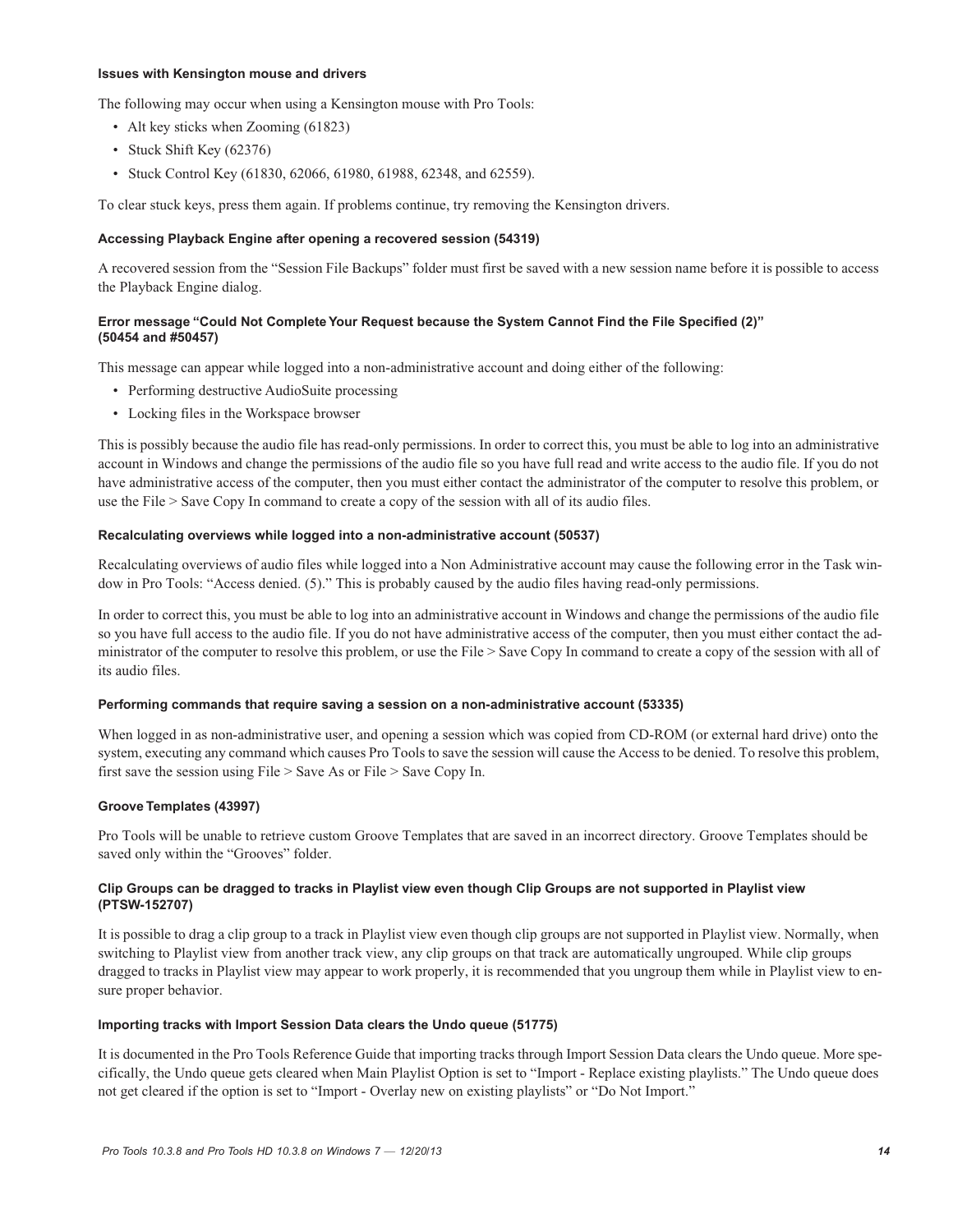#### Issues with Kensington mouse and drivers

The following may occur when using a Kensington mouse with Pro Tools:

- Alt key sticks when Zooming (61823)
- Stuck Shift Key (62376)
- Stuck Control Key (61830, 62066, 61980, 61988, 62348, and 62559).

To clear stuck keys, press them again. If problems continue, try removing the Kensington drivers.

#### Accessing Playback Engine after opening a recovered session (54319)

A recovered session from the "Session File Backups" folder must first be saved with a new session name before it is possible to access the Playback Engine dialog.

#### Error message "Could Not Complete Your Request because the System Cannot Find the File Specified (2)" (50454 and #50457)

This message can appear while logged into a non-administrative account and doing either of the following:

- Performing destructive AudioSuite processing
- Locking files in the Workspace browser

This is possibly because the audio file has read-only permissions. In order to correct this, you must be able to log into an administrative account in Windows and change the permissions of the audio file so you have full read and write access to the audio file. If you do not have administrative access of the computer, then you must either contact the administrator of the computer to resolve this problem, or use the File > Save Copy In command to create a copy of the session with all of its audio files.

#### Recalculating overviews while logged into a non-administrative account (50537)

Recalculating overviews of audio files while logged into a Non Administrative account may cause the following error in the Task window in Pro Tools: "Access denied. (5)." This is probably caused by the audio files having read-only permissions.

In order to correct this, you must be able to log into an administrative account in Windows and change the permissions of the audio file so you have full access to the audio file. If you do not have administrative access of the computer, then you must either contact the administrator of the computer to resolve this problem, or use the File > Save Copy In command to create a copy of the session with all of its audio files.

#### Performing commands that require saving a session on a non-administrative account (53335)

When logged in as non-administrative user, and opening a session which was copied from CD-ROM (or external hard drive) onto the system, executing any command which causes Pro Tools to save the session will cause the Access to be denied. To resolve this problem, first save the session using File > Save As or File > Save Copy In.

#### Groove Templates (43997)

Pro Tools will be unable to retrieve custom Groove Templates that are saved in an incorrect directory. Groove Templates should be saved only within the "Grooves" folder.

#### Clip Groups can be dragged to tracks in Playlist view even though Clip Groups are not supported in Playlist view (PTSW-152707)

It is possible to drag a clip group to a track in Playlist view even though clip groups are not supported in Playlist view. Normally, when switching to Playlist view from another track view, any clip groups on that track are automatically ungrouped. While clip groups dragged to tracks in Playlist view may appear to work properly, it is recommended that you ungroup them while in Playlist view to ensure proper behavior.

#### Importing tracks with Import Session Data clears the Undo queue (51775)

It is documented in the Pro Tools Reference Guide that importing tracks through Import Session Data clears the Undo queue. More specifically, the Undo queue gets cleared when Main Playlist Option is set to "Import - Replace existing playlists." The Undo queue does not get cleared if the option is set to "Import - Overlay new on existing playlists" or "Do Not Import."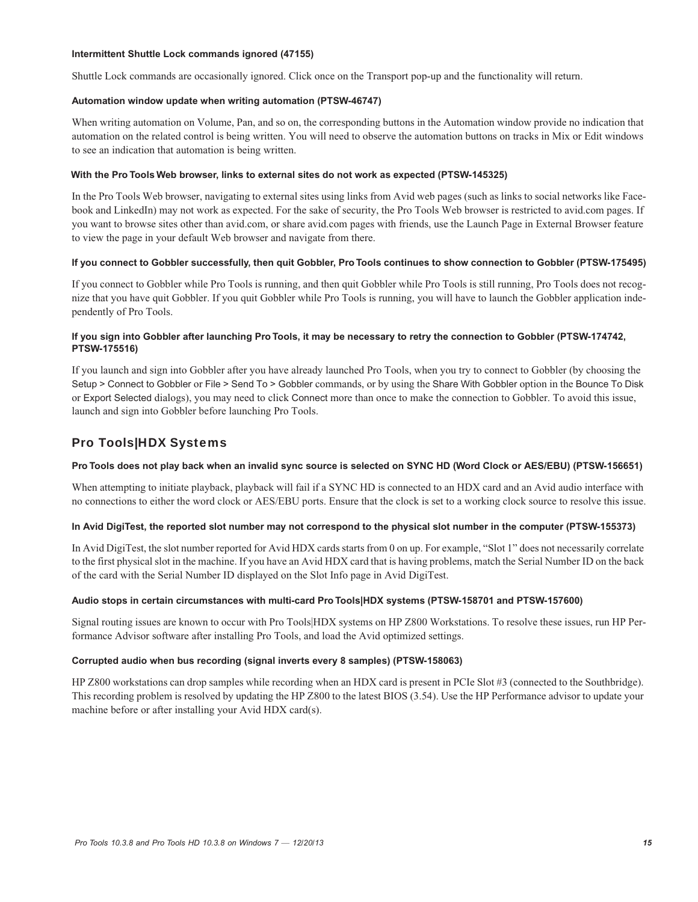#### Intermittent Shuttle Lock commands ignored (47155)

Shuttle Lock commands are occasionally ignored. Click once on the Transport pop-up and the functionality will return.

#### Automation window update when writing automation (PTSW-46747)

When writing automation on Volume, Pan, and so on, the corresponding buttons in the Automation window provide no indication that automation on the related control is being written. You will need to observe the automation buttons on tracks in Mix or Edit windows to see an indication that automation is being written.

#### With the Pro Tools Web browser, links to external sites do not work as expected (PTSW-145325)

In the Pro Tools Web browser, navigating to external sites using links from Avid web pages (such as links to social networks like Facebook and LinkedIn) may not work as expected. For the sake of security, the Pro Tools Web browser is restricted to avid.com pages. If you want to browse sites other than avid.com, or share avid.com pages with friends, use the Launch Page in External Browser feature to view the page in your default Web browser and navigate from there.

#### If you connect to Gobbler successfully, then quit Gobbler, Pro Tools continues to show connection to Gobbler (PTSW-175495)

If you connect to Gobbler while Pro Tools is running, and then quit Gobbler while Pro Tools is still running, Pro Tools does not recognize that you have quit Gobbler. If you quit Gobbler while Pro Tools is running, you will have to launch the Gobbler application independently of Pro Tools.

#### If you sign into Gobbler after launching Pro Tools, it may be necessary to retry the connection to Gobbler (PTSW-174742, PTSW-175516)

If you launch and sign into Gobbler after you have already launched Pro Tools, when you try to connect to Gobbler (by choosing the Setup > Connect to Gobbler or File > Send To > Gobbler commands, or by using the Share With Gobbler option in the Bounce To Disk or Export Selected dialogs), you may need to click Connect more than once to make the connection to Gobbler. To avoid this issue, launch and sign into Gobbler before launching Pro Tools.

## Pro Tools|HDX Systems

#### Pro Tools does not play back when an invalid sync source is selected on SYNC HD (Word Clock or AES/EBU) (PTSW-156651)

When attempting to initiate playback, playback will fail if a SYNC HD is connected to an HDX card and an Avid audio interface with no connections to either the word clock or AES/EBU ports. Ensure that the clock is set to a working clock source to resolve this issue.

#### In Avid DigiTest, the reported slot number may not correspond to the physical slot number in the computer (PTSW-155373)

In Avid DigiTest, the slot number reported for Avid HDX cards starts from 0 on up. For example, “Slot 1” does not necessarily correlate to the first physical slot in the machine. If you have an Avid HDX card that is having problems, match the Serial Number ID on the back of the card with the Serial Number ID displayed on the Slot Info page in Avid DigiTest.

#### Audio stops in certain circumstances with multi-card Pro Tools|HDX systems (PTSW-158701 and PTSW-157600)

Signal routing issues are known to occur with Pro Tools|HDX systems on HP Z800 Workstations. To resolve these issues, run HP Performance Advisor software after installing Pro Tools, and load the Avid optimized settings.

#### Corrupted audio when bus recording (signal inverts every 8 samples) (PTSW-158063)

HP Z800 workstations can drop samples while recording when an HDX card is present in PCIe Slot #3 (connected to the Southbridge). This recording problem is resolved by updating the HP Z800 to the latest BIOS (3.54). Use the HP Performance advisor to update your machine before or after installing your Avid HDX card(s).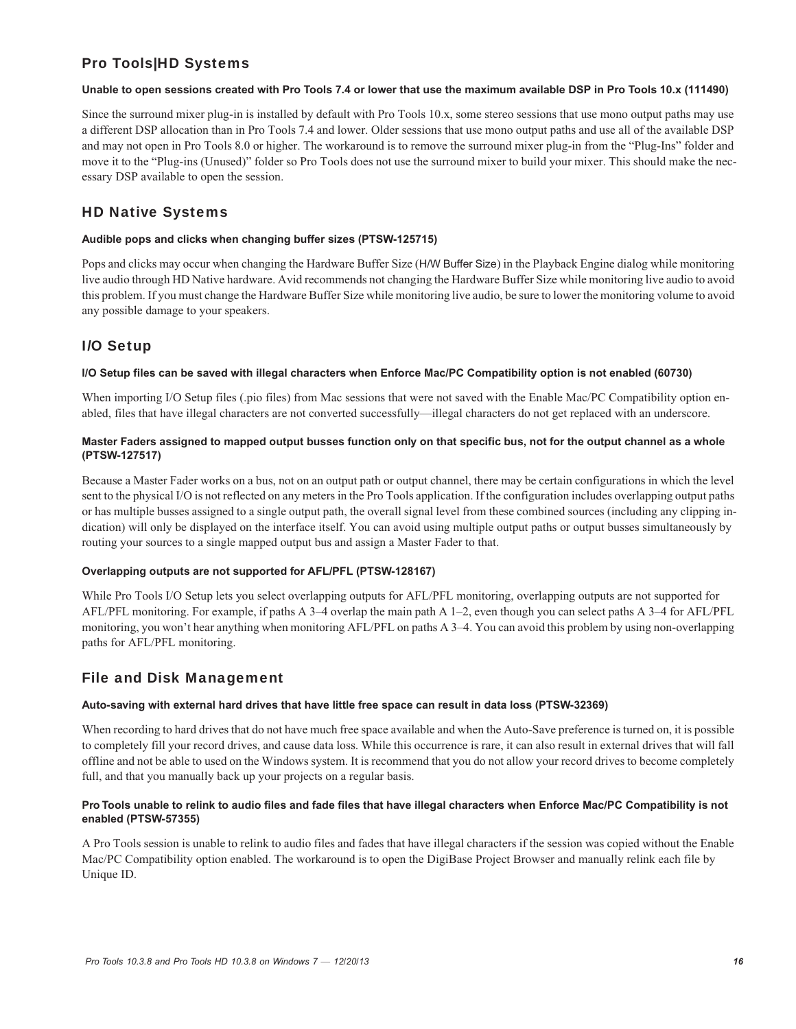## Pro Tools|HD Systems

### Unable to open sessions created with Pro Tools 7.4 or lower that use the maximum available DSP in Pro Tools 10.x (111490)

Since the surround mixer plug-in is installed by default with Pro Tools 10.x, some stereo sessions that use mono output paths may use a different DSP allocation than in Pro Tools 7.4 and lower. Older sessions that use mono output paths and use all of the available DSP and may not open in Pro Tools 8.0 or higher. The workaround is to remove the surround mixer plug-in from the "Plug-Ins" folder and move it to the "Plug-ins (Unused)" folder so Pro Tools does not use the surround mixer to build your mixer. This should make the necessary DSP available to open the session.

## HD Native Systems

### Audible pops and clicks when changing buffer sizes (PTSW-125715)

Pops and clicks may occur when changing the Hardware Buffer Size (H/W Buffer Size) in the Playback Engine dialog while monitoring live audio through HD Native hardware. Avid recommends not changing the Hardware Buffer Size while monitoring live audio to avoid this problem. If you must change the Hardware Buffer Size while monitoring live audio, be sure to lower the monitoring volume to avoid any possible damage to your speakers.

## I/O Setup

### I/O Setup files can be saved with illegal characters when Enforce Mac/PC Compatibility option is not enabled (60730)

When importing I/O Setup files (.pio files) from Mac sessions that were not saved with the Enable Mac/PC Compatibility option enabled, files that have illegal characters are not converted successfully—illegal characters do not get replaced with an underscore.

### Master Faders assigned to mapped output busses function only on that specific bus, not for the output channel as a whole (PTSW-127517)

Because a Master Fader works on a bus, not on an output path or output channel, there may be certain configurations in which the level sent to the physical I/O is not reflected on any meters in the Pro Tools application. If the configuration includes overlapping output paths or has multiple busses assigned to a single output path, the overall signal level from these combined sources (including any clipping indication) will only be displayed on the interface itself. You can avoid using multiple output paths or output busses simultaneously by routing your sources to a single mapped output bus and assign a Master Fader to that.

### Overlapping outputs are not supported for AFL/PFL (PTSW-128167)

While Pro Tools I/O Setup lets you select overlapping outputs for AFL/PFL monitoring, overlapping outputs are not supported for AFL/PFL monitoring. For example, if paths A 3–4 overlap the main path A 1–2, even though you can select paths A 3–4 for AFL/PFL monitoring, you won't hear anything when monitoring AFL/PFL on paths A 3–4. You can avoid this problem by using non-overlapping paths for AFL/PFL monitoring.

## File and Disk Management

### Auto-saving with external hard drives that have little free space can result in data loss (PTSW-32369)

When recording to hard drives that do not have much free space available and when the Auto-Save preference is turned on, it is possible to completely fill your record drives, and cause data loss. While this occurrence is rare, it can also result in external drives that will fall offline and not be able to used on the Windows system. It is recommend that you do not allow your record drives to become completely full, and that you manually back up your projects on a regular basis.

### Pro Tools unable to relink to audio files and fade files that have illegal characters when Enforce Mac/PC Compatibility is not enabled (PTSW-57355)

A Pro Tools session is unable to relink to audio files and fades that have illegal characters if the session was copied without the Enable Mac/PC Compatibility option enabled. The workaround is to open the DigiBase Project Browser and manually relink each file by Unique ID.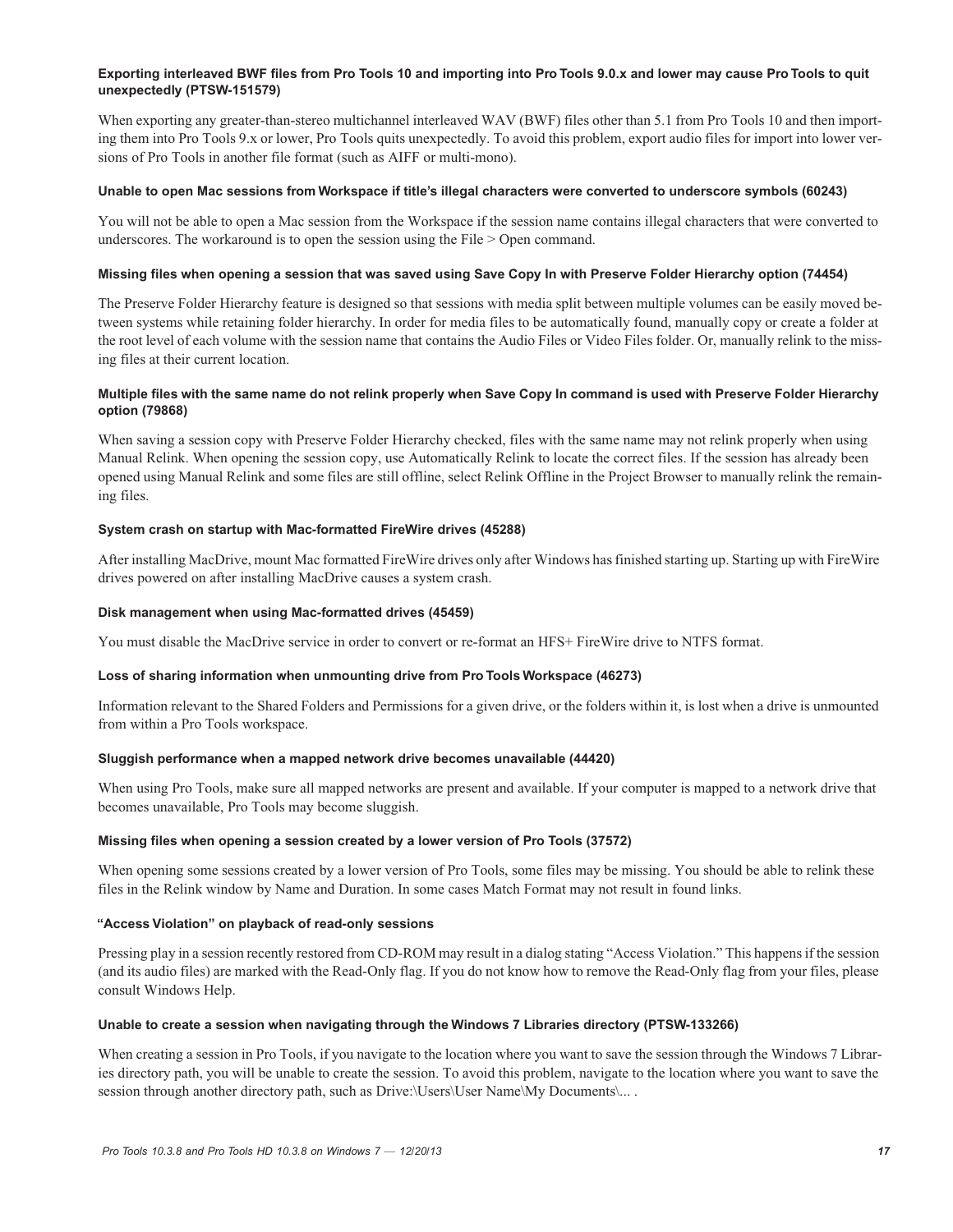#### Exporting interleaved BWF files from Pro Tools 10 and importing into Pro Tools 9.0.x and lower may cause Pro Tools to quit unexpectedly (PTSW-151579)

When exporting any greater-than-stereo multichannel interleaved WAV (BWF) files other than 5.1 from Pro Tools 10 and then importing them into Pro Tools 9.x or lower, Pro Tools quits unexpectedly. To avoid this problem, export audio files for import into lower versions of Pro Tools in another file format (such as AIFF or multi-mono).

#### Unable to open Mac sessions from Workspace if title's illegal characters were converted to underscore symbols (60243)

You will not be able to open a Mac session from the Workspace if the session name contains illegal characters that were converted to underscores. The workaround is to open the session using the File > Open command.

#### Missing files when opening a session that was saved using Save Copy In with Preserve Folder Hierarchy option (74454)

The Preserve Folder Hierarchy feature is designed so that sessions with media split between multiple volumes can be easily moved between systems while retaining folder hierarchy. In order for media files to be automatically found, manually copy or create a folder at the root level of each volume with the session name that contains the Audio Files or Video Files folder. Or, manually relink to the missing files at their current location.

#### Multiple files with the same name do not relink properly when Save Copy In command is used with Preserve Folder Hierarchy option (79868)

When saving a session copy with Preserve Folder Hierarchy checked, files with the same name may not relink properly when using Manual Relink. When opening the session copy, use Automatically Relink to locate the correct files. If the session has already been opened using Manual Relink and some files are still offline, select Relink Offline in the Project Browser to manually relink the remaining files.

#### System crash on startup with Mac-formatted FireWire drives (45288)

After installing MacDrive, mount Mac formatted FireWire drives only after Windows has finished starting up. Starting up with FireWire drives powered on after installing MacDrive causes a system crash.

#### Disk management when using Mac-formatted drives (45459)

You must disable the MacDrive service in order to convert or re-format an HFS+ FireWire drive to NTFS format.

#### Loss of sharing information when unmounting drive from Pro Tools Workspace (46273)

Information relevant to the Shared Folders and Permissions for a given drive, or the folders within it, is lost when a drive is unmounted from within a Pro Tools workspace.

#### Sluggish performance when a mapped network drive becomes unavailable (44420)

When using Pro Tools, make sure all mapped networks are present and available. If your computer is mapped to a network drive that becomes unavailable, Pro Tools may become sluggish.

#### Missing files when opening a session created by a lower version of Pro Tools (37572)

When opening some sessions created by a lower version of Pro Tools, some files may be missing. You should be able to relink these files in the Relink window by Name and Duration. In some cases Match Format may not result in found links.

#### "Access Violation" on playback of read-only sessions

Pressing play in a session recently restored from CD-ROM may result in a dialog stating "Access Violation." This happens if the session (and its audio files) are marked with the Read-Only flag. If you do not know how to remove the Read-Only flag from your files, please consult Windows Help.

#### Unable to create a session when navigating through the Windows 7 Libraries directory (PTSW-133266)

When creating a session in Pro Tools, if you navigate to the location where you want to save the session through the Windows 7 Libraries directory path, you will be unable to create the session. To avoid this problem, navigate to the location where you want to save the session through another directory path, such as Drive:\Users\User Name\My Documents\... .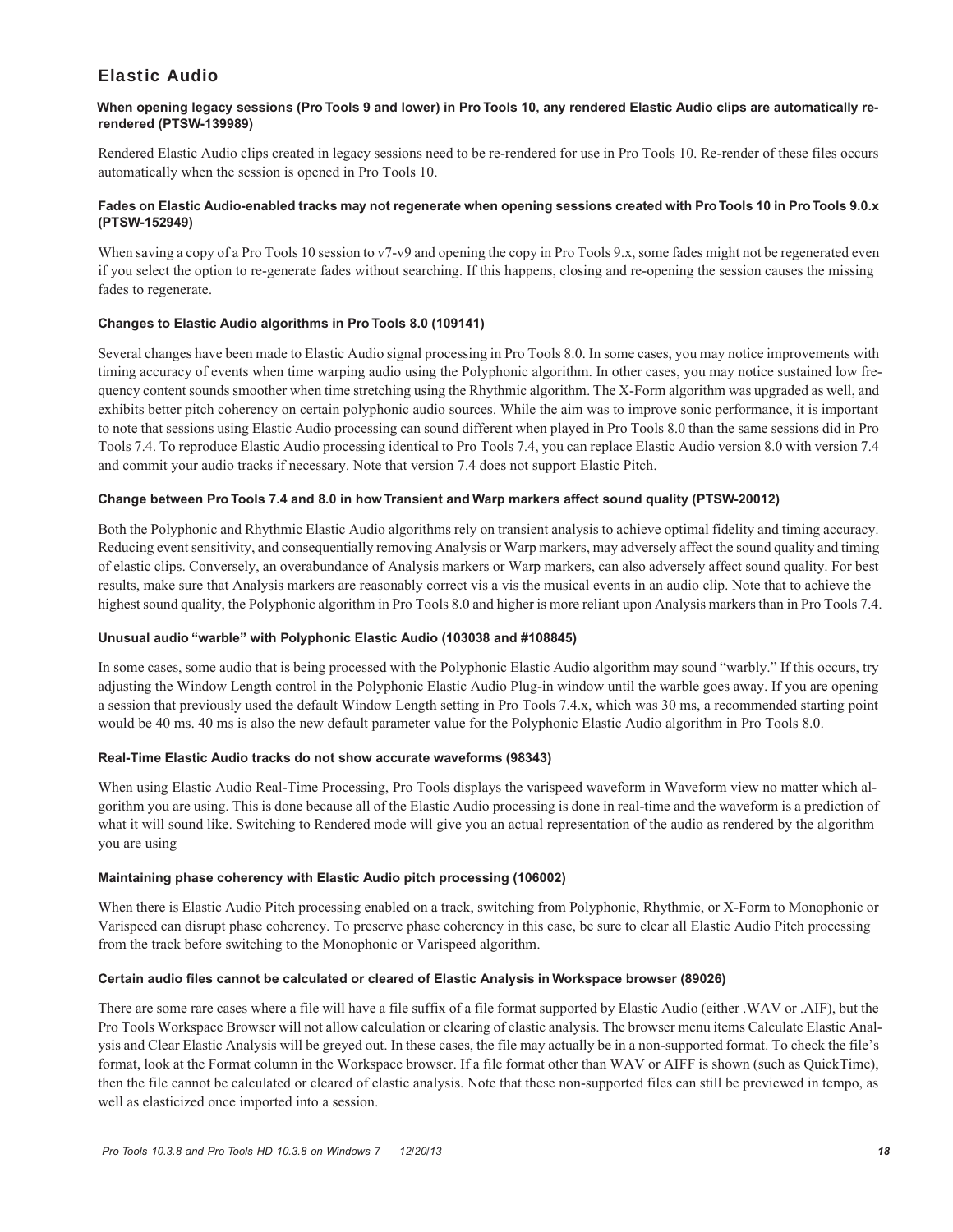## Elastic Audio

### When opening legacy sessions (Pro Tools 9 and lower) in Pro Tools 10, any rendered Elastic Audio clips are automatically re-rendered (PTSW-139989)

Rendered Elastic Audio clips created in legacy sessions need to be re-rendered for use in Pro Tools 10. Re-render of these files occurs automatically when the session is opened in Pro Tools 10.

### Fades on Elastic Audio-enabled tracks may not regenerate when opening sessions created with Pro Tools 10 in Pro Tools 9.0.x (PTSW-152949)

When saving a copy of a Pro Tools 10 session to v7-v9 and opening the copy in Pro Tools 9.x, some fades might not be regenerated even if you select the option to re-generate fades without searching. If this happens, closing and re-opening the session causes the missing fades to regenerate.

### Changes to Elastic Audio algorithms in Pro Tools 8.0 (109141)

Several changes have been made to Elastic Audio signal processing in Pro Tools 8.0. In some cases, you may notice improvements with timing accuracy of events when time warping audio using the Polyphonic algorithm. In other cases, you may notice sustained low frequency content sounds smoother when time stretching using the Rhythmic algorithm. The X-Form algorithm was upgraded as well, and exhibits better pitch coherency on certain polyphonic audio sources. While the aim was to improve sonic performance, it is important to note that sessions using Elastic Audio processing can sound different when played in Pro Tools 8.0 than the same sessions did in Pro Tools 7.4. To reproduce Elastic Audio processing identical to Pro Tools 7.4, you can replace Elastic Audio version 8.0 with version 7.4 and commit your audio tracks if necessary. Note that version 7.4 does not support Elastic Pitch.

### Change between Pro Tools 7.4 and 8.0 in how Transient and Warp markers affect sound quality (PTSW-20012)

Both the Polyphonic and Rhythmic Elastic Audio algorithms rely on transient analysis to achieve optimal fidelity and timing accuracy. Reducing event sensitivity, and consequentially removing Analysis or Warp markers, may adversely affect the sound quality and timing of elastic clips. Conversely, an overabundance of Analysis markers or Warp markers, can also adversely affect sound quality. For best results, make sure that Analysis markers are reasonably correct vis a vis the musical events in an audio clip. Note that to achieve the highest sound quality, the Polyphonic algorithm in Pro Tools 8.0 and higher is more reliant upon Analysis markers than in Pro Tools 7.4.

### Unusual audio "warble" with Polyphonic Elastic Audio (103038 and #108845)

In some cases, some audio that is being processed with the Polyphonic Elastic Audio algorithm may sound "warbly." If this occurs, try adjusting the Window Length control in the Polyphonic Elastic Audio Plug-in window until the warble goes away. If you are opening a session that previously used the default Window Length setting in Pro Tools 7.4.x, which was 30 ms, a recommended starting point would be 40 ms. 40 ms is also the new default parameter value for the Polyphonic Elastic Audio algorithm in Pro Tools 8.0.

### Real-Time Elastic Audio tracks do not show accurate waveforms (98343)

When using Elastic Audio Real-Time Processing, Pro Tools displays the varispeed waveform in Waveform view no matter which algorithm you are using. This is done because all of the Elastic Audio processing is done in real-time and the waveform is a prediction of what it will sound like. Switching to Rendered mode will give you an actual representation of the audio as rendered by the algorithm you are using

### Maintaining phase coherency with Elastic Audio pitch processing (106002)

When there is Elastic Audio Pitch processing enabled on a track, switching from Polyphonic, Rhythmic, or X-Form to Monophonic or Varispeed can disrupt phase coherency. To preserve phase coherency in this case, be sure to clear all Elastic Audio Pitch processing from the track before switching to the Monophonic or Varispeed algorithm.

### Certain audio files cannot be calculated or cleared of Elastic Analysis in Workspace browser (89026)

There are some rare cases where a file will have a file suffix of a file format supported by Elastic Audio (either .WAV or .AIF), but the Pro Tools Workspace Browser will not allow calculation or clearing of elastic analysis. The browser menu items Calculate Elastic Analysis and Clear Elastic Analysis will be greyed out. In these cases, the file may actually be in a non-supported format. To check the file's format, look at the Format column in the Workspace browser. If a file format other than WAV or AIFF is shown (such as QuickTime), then the file cannot be calculated or cleared of elastic analysis. Note that these non-supported files can still be previewed in tempo, as well as elasticized once imported into a session.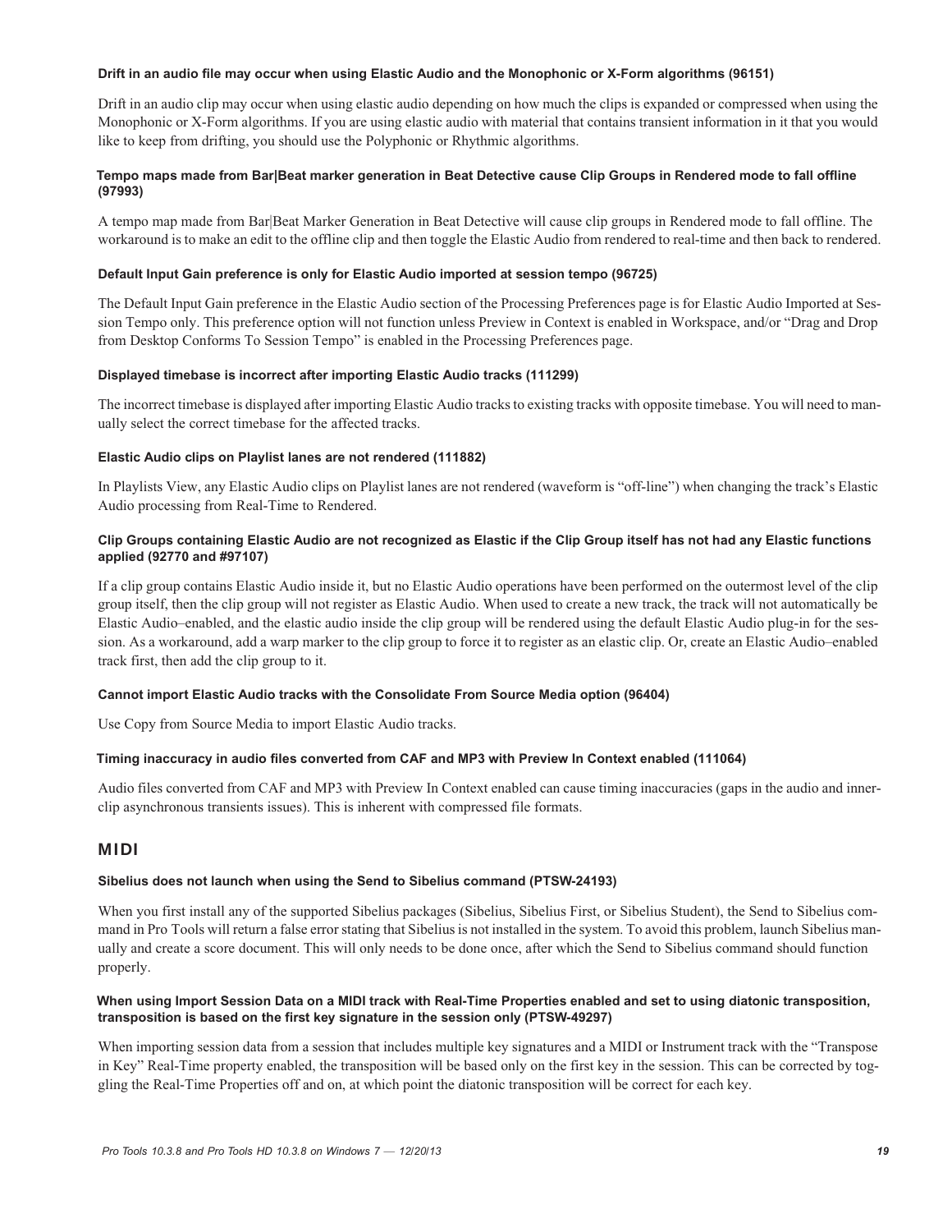#### Drift in an audio file may occur when using Elastic Audio and the Monophonic or X-Form algorithms (96151)

Drift in an audio clip may occur when using elastic audio depending on how much the clips is expanded or compressed when using the Monophonic or X-Form algorithms. If you are using elastic audio with material that contains transient information in it that you would like to keep from drifting, you should use the Polyphonic or Rhythmic algorithms.

#### Tempo maps made from Bar|Beat marker generation in Beat Detective cause Clip Groups in Rendered mode to fall offline (97993)

A tempo map made from Bar|Beat Marker Generation in Beat Detective will cause clip groups in Rendered mode to fall offline. The workaround is to make an edit to the offline clip and then toggle the Elastic Audio from rendered to real-time and then back to rendered.

#### Default Input Gain preference is only for Elastic Audio imported at session tempo (96725)

The Default Input Gain preference in the Elastic Audio section of the Processing Preferences page is for Elastic Audio Imported at Session Tempo only. This preference option will not function unless Preview in Context is enabled in Workspace, and/or "Drag and Drop from Desktop Conforms To Session Tempo" is enabled in the Processing Preferences page.

#### Displayed timebase is incorrect after importing Elastic Audio tracks (111299)

The incorrect timebase is displayed after importing Elastic Audio tracks to existing tracks with opposite timebase. You will need to manually select the correct timebase for the affected tracks.

#### Elastic Audio clips on Playlist lanes are not rendered (111882)

In Playlists View, any Elastic Audio clips on Playlist lanes are not rendered (waveform is "off-line") when changing the track's Elastic Audio processing from Real-Time to Rendered.

#### Clip Groups containing Elastic Audio are not recognized as Elastic if the Clip Group itself has not had any Elastic functions applied (92770 and #97107)

If a clip group contains Elastic Audio inside it, but no Elastic Audio operations have been performed on the outermost level of the clip group itself, then the clip group will not register as Elastic Audio. When used to create a new track, the track will not automatically be Elastic Audio–enabled, and the elastic audio inside the clip group will be rendered using the default Elastic Audio plug-in for the session. As a workaround, add a warp marker to the clip group to force it to register as an elastic clip. Or, create an Elastic Audio–enabled track first, then add the clip group to it.

#### Cannot import Elastic Audio tracks with the Consolidate From Source Media option (96404)

Use Copy from Source Media to import Elastic Audio tracks.

#### Timing inaccuracy in audio files converted from CAF and MP3 with Preview In Context enabled (111064)

Audio files converted from CAF and MP3 with Preview In Context enabled can cause timing inaccuracies (gaps in the audio and inner-clip asynchronous transients issues). This is inherent with compressed file formats.

### MIDI

#### Sibelius does not launch when using the Send to Sibelius command (PTSW-24193)

When you first install any of the supported Sibelius packages (Sibelius, Sibelius First, or Sibelius Student), the Send to Sibelius command in Pro Tools will return a false error stating that Sibelius is not installed in the system. To avoid this problem, launch Sibelius manually and create a score document. This will only needs to be done once, after which the Send to Sibelius command should function properly.

#### When using Import Session Data on a MIDI track with Real-Time Properties enabled and set to using diatonic transposition, transposition is based on the first key signature in the session only (PTSW-49297)

When importing session data from a session that includes multiple key signatures and a MIDI or Instrument track with the "Transpose in Key" Real-Time property enabled, the transposition will be based only on the first key in the session. This can be corrected by toggling the Real-Time Properties off and on, at which point the diatonic transposition will be correct for each key.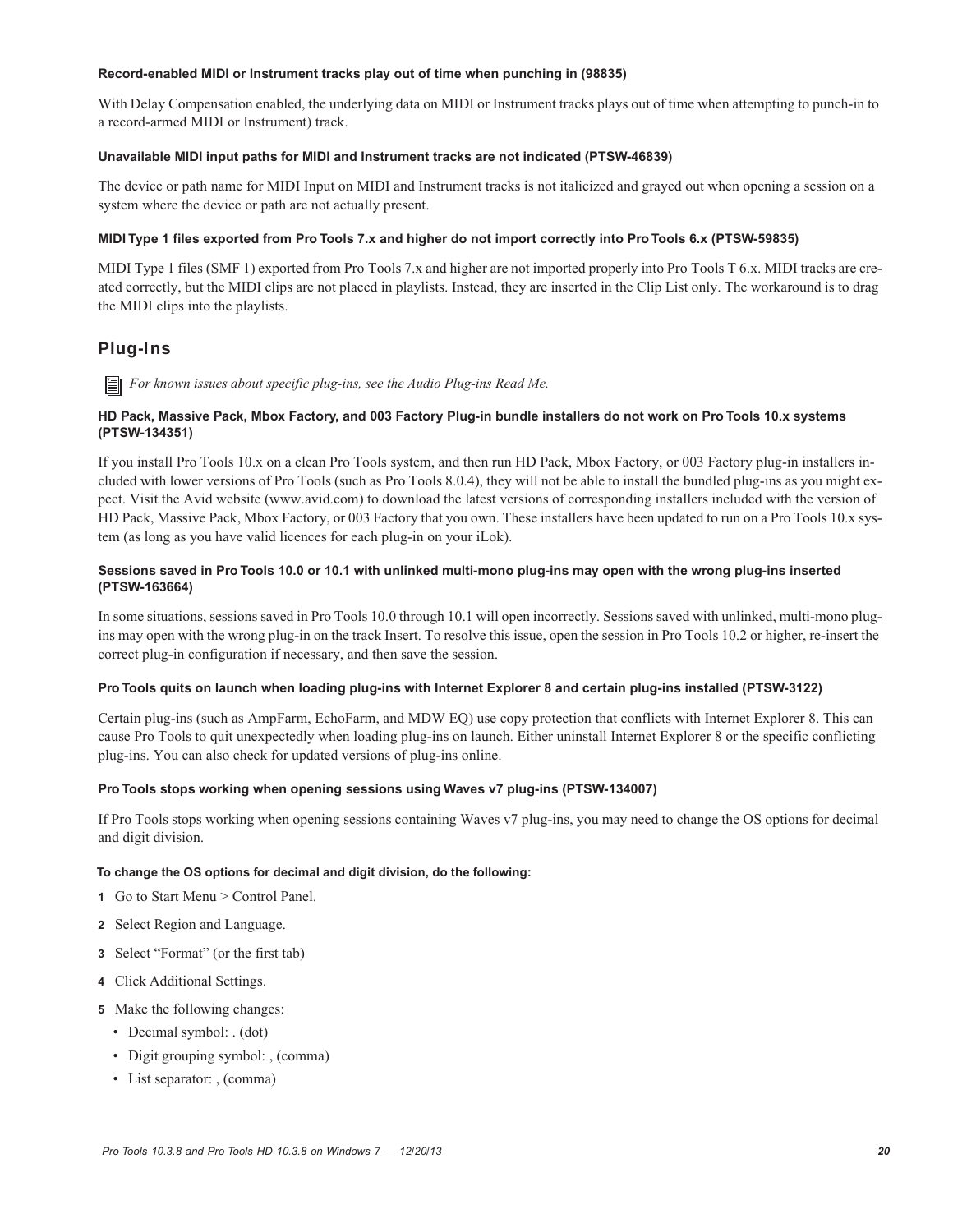#### Record-enabled MIDI or Instrument tracks play out of time when punching in (98835)

With Delay Compensation enabled, the underlying data on MIDI or Instrument tracks plays out of time when attempting to punch-in to a record-armed MIDI or Instrument) track.

#### Unavailable MIDI input paths for MIDI and Instrument tracks are not indicated (PTSW-46839)

The device or path name for MIDI Input on MIDI and Instrument tracks is not italicized and grayed out when opening a session on a system where the device or path are not actually present.

#### MIDI Type 1 files exported from Pro Tools 7.x and higher do not import correctly into Pro Tools 6.x (PTSW-59835)

MIDI Type 1 files (SMF 1) exported from Pro Tools 7.x and higher are not imported properly into Pro Tools T 6.x. MIDI tracks are created correctly, but the MIDI clips are not placed in playlists. Instead, they are inserted in the Clip List only. The workaround is to drag the MIDI clips into the playlists.

## Plug-Ins

*For known issues about specific plug-ins, see the Audio Plug-ins Read Me.*

#### HD Pack, Massive Pack, Mbox Factory, and 003 Factory Plug-in bundle installers do not work on Pro Tools 10.x systems (PTSW-134351)

If you install Pro Tools 10.x on a clean Pro Tools system, and then run HD Pack, Mbox Factory, or 003 Factory plug-in installers included with lower versions of Pro Tools (such as Pro Tools 8.0.4), they will not be able to install the bundled plug-ins as you might expect. Visit the Avid website (www.avid.com) to download the latest versions of corresponding installers included with the version of HD Pack, Massive Pack, Mbox Factory, or 003 Factory that you own. These installers have been updated to run on a Pro Tools 10.x system (as long as you have valid licences for each plug-in on your iLok).

#### Sessions saved in Pro Tools 10.0 or 10.1 with unlinked multi-mono plug-ins may open with the wrong plug-ins inserted (PTSW-163664)

In some situations, sessions saved in Pro Tools 10.0 through 10.1 will open incorrectly. Sessions saved with unlinked, multi-mono plug-ins may open with the wrong plug-in on the track Insert. To resolve this issue, open the session in Pro Tools 10.2 or higher, re-insert the correct plug-in configuration if necessary, and then save the session.

#### Pro Tools quits on launch when loading plug-ins with Internet Explorer 8 and certain plug-ins installed (PTSW-3122)

Certain plug-ins (such as AmpFarm, EchoFarm, and MDW EQ) use copy protection that conflicts with Internet Explorer 8. This can cause Pro Tools to quit unexpectedly when loading plug-ins on launch. Either uninstall Internet Explorer 8 or the specific conflicting plug-ins. You can also check for updated versions of plug-ins online.

#### Pro Tools stops working when opening sessions using Waves v7 plug-ins (PTSW-134007)

If Pro Tools stops working when opening sessions containing Waves v7 plug-ins, you may need to change the OS options for decimal and digit division.

**To change the OS options for decimal and digit division, do the following:**

1. Go to Start Menu > Control Panel.
2. Select Region and Language.
3. Select "Format" (or the first tab)
4. Click Additional Settings.
5. Make the following changes:
   - Decimal symbol: . (dot)
   - Digit grouping symbol: , (comma)
   - List separator: , (comma)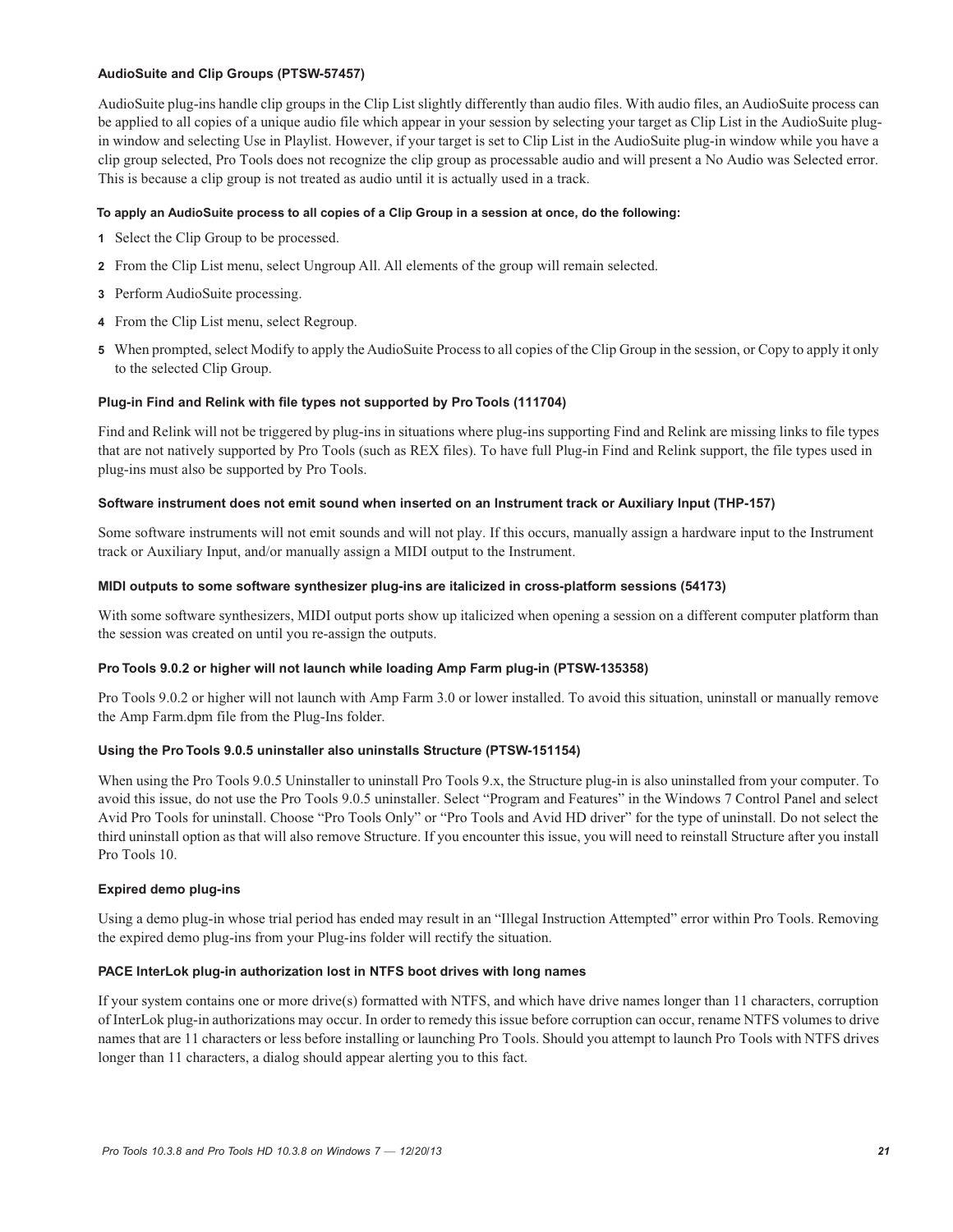### AudioSuite and Clip Groups (PTSW-57457)

AudioSuite plug-ins handle clip groups in the Clip List slightly differently than audio files. With audio files, an AudioSuite process can be applied to all copies of a unique audio file which appear in your session by selecting your target as Clip List in the AudioSuite plug-in window and selecting Use in Playlist. However, if your target is set to Clip List in the AudioSuite plug-in window while you have a clip group selected, Pro Tools does not recognize the clip group as processable audio and will present a No Audio was Selected error. This is because a clip group is not treated as audio until it is actually used in a track.

**To apply an AudioSuite process to all copies of a Clip Group in a session at once, do the following:**

1. Select the Clip Group to be processed.
2. From the Clip List menu, select Ungroup All. All elements of the group will remain selected.
3. Perform AudioSuite processing.
4. From the Clip List menu, select Regroup.
5. When prompted, select Modify to apply the AudioSuite Process to all copies of the Clip Group in the session, or Copy to apply it only to the selected Clip Group.

### Plug-in Find and Relink with file types not supported by Pro Tools (111704)

Find and Relink will not be triggered by plug-ins in situations where plug-ins supporting Find and Relink are missing links to file types that are not natively supported by Pro Tools (such as REX files). To have full Plug-in Find and Relink support, the file types used in plug-ins must also be supported by Pro Tools.

### Software instrument does not emit sound when inserted on an Instrument track or Auxiliary Input (THP-157)

Some software instruments will not emit sounds and will not play. If this occurs, manually assign a hardware input to the Instrument track or Auxiliary Input, and/or manually assign a MIDI output to the Instrument.

### MIDI outputs to some software synthesizer plug-ins are italicized in cross-platform sessions (54173)

With some software synthesizers, MIDI output ports show up italicized when opening a session on a different computer platform than the session was created on until you re-assign the outputs.

### Pro Tools 9.0.2 or higher will not launch while loading Amp Farm plug-in (PTSW-135358)

Pro Tools 9.0.2 or higher will not launch with Amp Farm 3.0 or lower installed. To avoid this situation, uninstall or manually remove the Amp Farm.dpm file from the Plug-Ins folder.

### Using the Pro Tools 9.0.5 uninstaller also uninstalls Structure (PTSW-151154)

When using the Pro Tools 9.0.5 Uninstaller to uninstall Pro Tools 9.x, the Structure plug-in is also uninstalled from your computer. To avoid this issue, do not use the Pro Tools 9.0.5 uninstaller. Select “Program and Features” in the Windows 7 Control Panel and select Avid Pro Tools for uninstall. Choose “Pro Tools Only” or “Pro Tools and Avid HD driver” for the type of uninstall. Do not select the third uninstall option as that will also remove Structure. If you encounter this issue, you will need to reinstall Structure after you install Pro Tools 10.

### Expired demo plug-ins

Using a demo plug-in whose trial period has ended may result in an “Illegal Instruction Attempted” error within Pro Tools. Removing the expired demo plug-ins from your Plug-ins folder will rectify the situation.

### PACE InterLok plug-in authorization lost in NTFS boot drives with long names

If your system contains one or more drive(s) formatted with NTFS, and which have drive names longer than 11 characters, corruption of InterLok plug-in authorizations may occur. In order to remedy this issue before corruption can occur, rename NTFS volumes to drive names that are 11 characters or less before installing or launching Pro Tools. Should you attempt to launch Pro Tools with NTFS drives longer than 11 characters, a dialog should appear alerting you to this fact.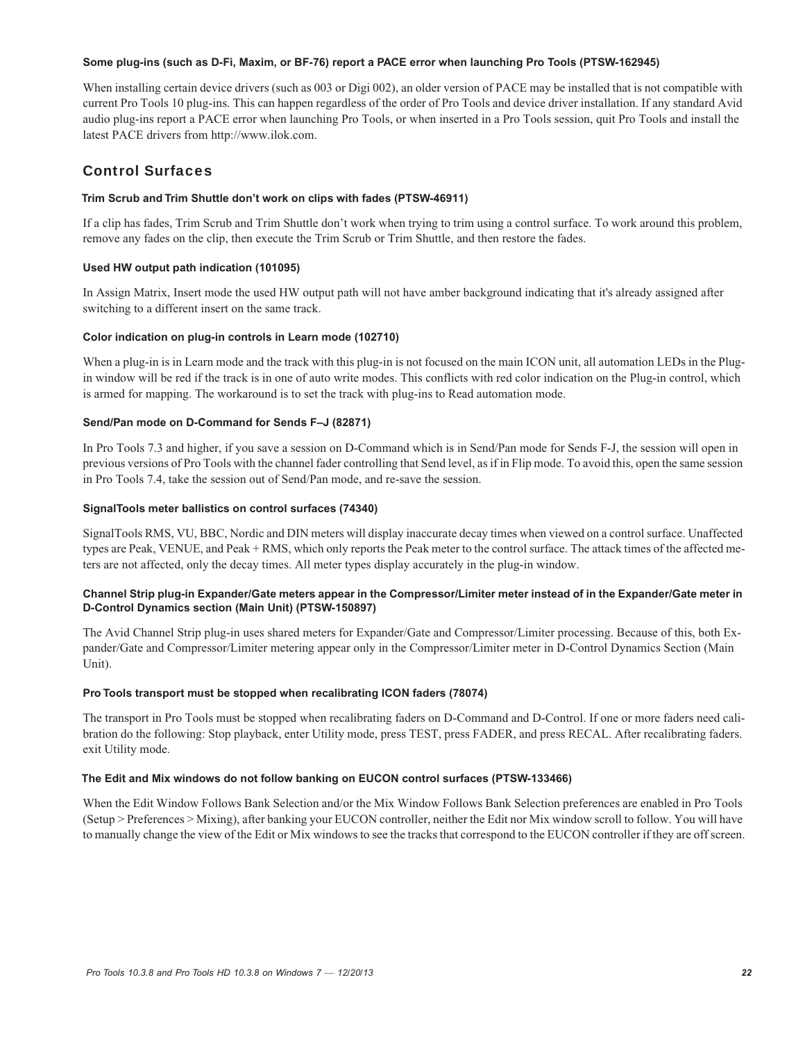#### Some plug-ins (such as D-Fi, Maxim, or BF-76) report a PACE error when launching Pro Tools (PTSW-162945)

When installing certain device drivers (such as 003 or Digi 002), an older version of PACE may be installed that is not compatible with current Pro Tools 10 plug-ins. This can happen regardless of the order of Pro Tools and device driver installation. If any standard Avid audio plug-ins report a PACE error when launching Pro Tools, or when inserted in a Pro Tools session, quit Pro Tools and install the latest PACE drivers from http://www.ilok.com.

## Control Surfaces

#### Trim Scrub and Trim Shuttle don't work on clips with fades (PTSW-46911)

If a clip has fades, Trim Scrub and Trim Shuttle don't work when trying to trim using a control surface. To work around this problem, remove any fades on the clip, then execute the Trim Scrub or Trim Shuttle, and then restore the fades.

#### Used HW output path indication (101095)

In Assign Matrix, Insert mode the used HW output path will not have amber background indicating that it's already assigned after switching to a different insert on the same track.

#### Color indication on plug-in controls in Learn mode (102710)

When a plug-in is in Learn mode and the track with this plug-in is not focused on the main ICON unit, all automation LEDs in the Plug-in window will be red if the track is in one of auto write modes. This conflicts with red color indication on the Plug-in control, which is armed for mapping. The workaround is to set the track with plug-ins to Read automation mode.

#### Send/Pan mode on D-Command for Sends F–J (82871)

In Pro Tools 7.3 and higher, if you save a session on D-Command which is in Send/Pan mode for Sends F-J, the session will open in previous versions of Pro Tools with the channel fader controlling that Send level, as if in Flip mode. To avoid this, open the same session in Pro Tools 7.4, take the session out of Send/Pan mode, and re-save the session.

#### SignalTools meter ballistics on control surfaces (74340)

SignalTools RMS, VU, BBC, Nordic and DIN meters will display inaccurate decay times when viewed on a control surface. Unaffected types are Peak, VENUE, and Peak + RMS, which only reports the Peak meter to the control surface. The attack times of the affected meters are not affected, only the decay times. All meter types display accurately in the plug-in window.

#### Channel Strip plug-in Expander/Gate meters appear in the Compressor/Limiter meter instead of in the Expander/Gate meter in D-Control Dynamics section (Main Unit) (PTSW-150897)

The Avid Channel Strip plug-in uses shared meters for Expander/Gate and Compressor/Limiter processing. Because of this, both Expander/Gate and Compressor/Limiter metering appear only in the Compressor/Limiter meter in D-Control Dynamics Section (Main Unit).

#### Pro Tools transport must be stopped when recalibrating ICON faders (78074)

The transport in Pro Tools must be stopped when recalibrating faders on D-Command and D-Control. If one or more faders need calibration do the following: Stop playback, enter Utility mode, press TEST, press FADER, and press RECAL. After recalibrating faders. exit Utility mode.

#### The Edit and Mix windows do not follow banking on EUCON control surfaces (PTSW-133466)

When the Edit Window Follows Bank Selection and/or the Mix Window Follows Bank Selection preferences are enabled in Pro Tools (Setup > Preferences > Mixing), after banking your EUCON controller, neither the Edit nor Mix window scroll to follow. You will have to manually change the view of the Edit or Mix windows to see the tracks that correspond to the EUCON controller if they are off screen.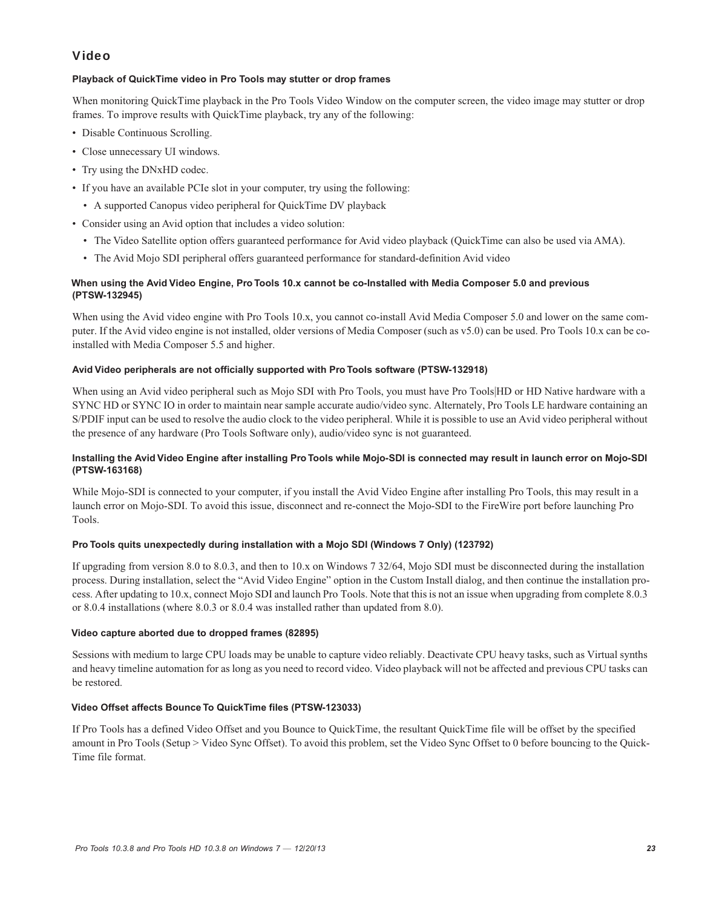## Video

### Playback of QuickTime video in Pro Tools may stutter or drop frames

When monitoring QuickTime playback in the Pro Tools Video Window on the computer screen, the video image may stutter or drop frames. To improve results with QuickTime playback, try any of the following:

- Disable Continuous Scrolling.
- Close unnecessary UI windows.
- Try using the DNxHD codec.
- If you have an available PCIe slot in your computer, try using the following:
  - A supported Canopus video peripheral for QuickTime DV playback
- Consider using an Avid option that includes a video solution:
  - The Video Satellite option offers guaranteed performance for Avid video playback (QuickTime can also be used via AMA).
  - The Avid Mojo SDI peripheral offers guaranteed performance for standard-definition Avid video

### When using the Avid Video Engine, Pro Tools 10.x cannot be co-Installed with Media Composer 5.0 and previous (PTSW-132945)

When using the Avid video engine with Pro Tools 10.x, you cannot co-install Avid Media Composer 5.0 and lower on the same computer. If the Avid video engine is not installed, older versions of Media Composer (such as v5.0) can be used. Pro Tools 10.x can be co-installed with Media Composer 5.5 and higher.

### Avid Video peripherals are not officially supported with Pro Tools software (PTSW-132918)

When using an Avid video peripheral such as Mojo SDI with Pro Tools, you must have Pro Tools|HD or HD Native hardware with a SYNC HD or SYNC IO in order to maintain near sample accurate audio/video sync. Alternately, Pro Tools LE hardware containing an S/PDIF input can be used to resolve the audio clock to the video peripheral. While it is possible to use an Avid video peripheral without the presence of any hardware (Pro Tools Software only), audio/video sync is not guaranteed.

### Installing the Avid Video Engine after installing Pro Tools while Mojo-SDI is connected may result in launch error on Mojo-SDI (PTSW-163168)

While Mojo-SDI is connected to your computer, if you install the Avid Video Engine after installing Pro Tools, this may result in a launch error on Mojo-SDI. To avoid this issue, disconnect and re-connect the Mojo-SDI to the FireWire port before launching Pro Tools.

### Pro Tools quits unexpectedly during installation with a Mojo SDI (Windows 7 Only) (123792)

If upgrading from version 8.0 to 8.0.3, and then to 10.x on Windows 7 32/64, Mojo SDI must be disconnected during the installation process. During installation, select the "Avid Video Engine" option in the Custom Install dialog, and then continue the installation process. After updating to 10.x, connect Mojo SDI and launch Pro Tools. Note that this is not an issue when upgrading from complete 8.0.3 or 8.0.4 installations (where 8.0.3 or 8.0.4 was installed rather than updated from 8.0).

### Video capture aborted due to dropped frames (82895)

Sessions with medium to large CPU loads may be unable to capture video reliably. Deactivate CPU heavy tasks, such as Virtual synths and heavy timeline automation for as long as you need to record video. Video playback will not be affected and previous CPU tasks can be restored.

### Video Offset affects Bounce To QuickTime files (PTSW-123033)

If Pro Tools has a defined Video Offset and you Bounce to QuickTime, the resultant QuickTime file will be offset by the specified amount in Pro Tools (Setup > Video Sync Offset). To avoid this problem, set the Video Sync Offset to 0 before bouncing to the QuickTime file format.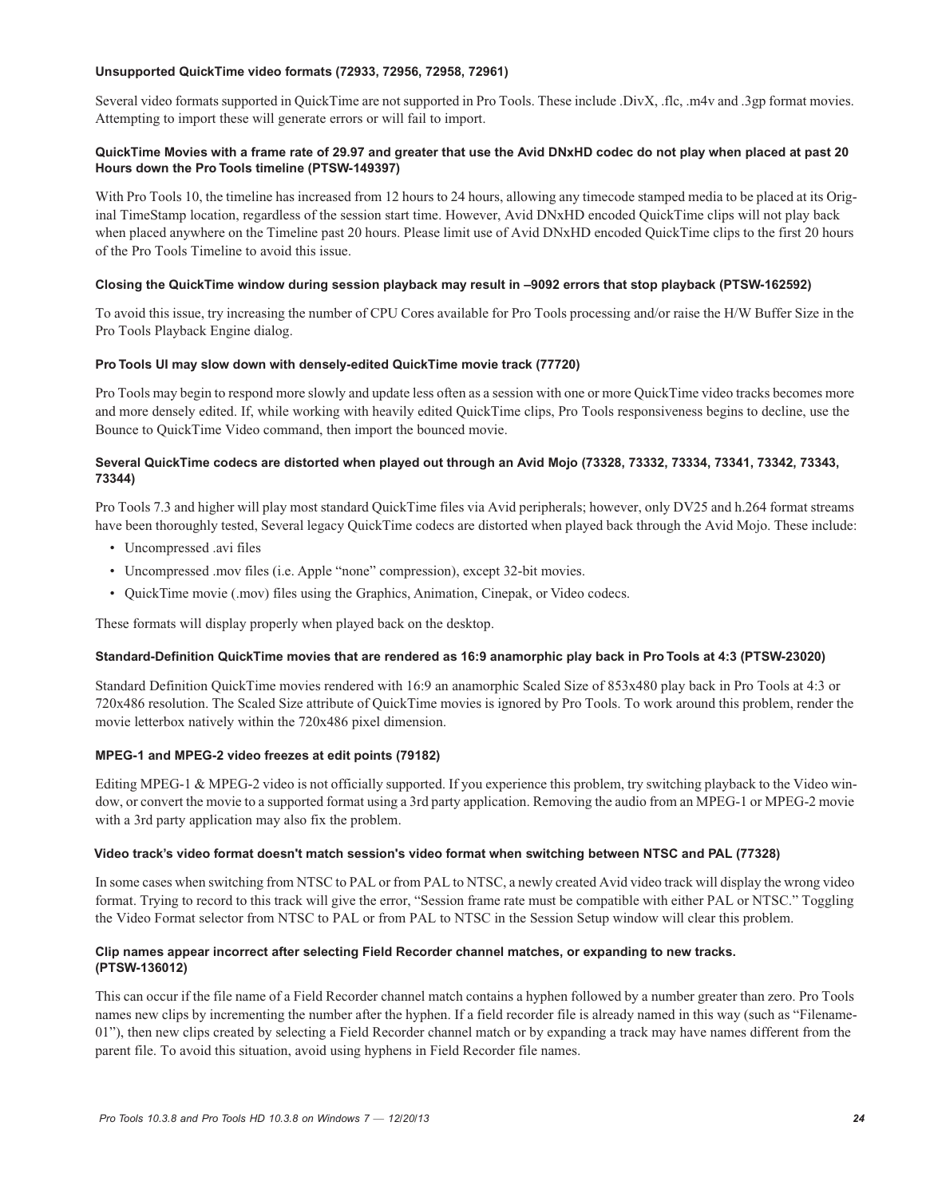#### Unsupported QuickTime video formats (72933, 72956, 72958, 72961)

Several video formats supported in QuickTime are not supported in Pro Tools. These include .DivX, .flc, .m4v and .3gp format movies. Attempting to import these will generate errors or will fail to import.

#### QuickTime Movies with a frame rate of 29.97 and greater that use the Avid DNxHD codec do not play when placed at past 20 Hours down the Pro Tools timeline (PTSW-149397)

With Pro Tools 10, the timeline has increased from 12 hours to 24 hours, allowing any timecode stamped media to be placed at its Original TimeStamp location, regardless of the session start time. However, Avid DNxHD encoded QuickTime clips will not play back when placed anywhere on the Timeline past 20 hours. Please limit use of Avid DNxHD encoded QuickTime clips to the first 20 hours of the Pro Tools Timeline to avoid this issue.

#### Closing the QuickTime window during session playback may result in –9092 errors that stop playback (PTSW-162592)

To avoid this issue, try increasing the number of CPU Cores available for Pro Tools processing and/or raise the H/W Buffer Size in the Pro Tools Playback Engine dialog.

#### Pro Tools UI may slow down with densely-edited QuickTime movie track (77720)

Pro Tools may begin to respond more slowly and update less often as a session with one or more QuickTime video tracks becomes more and more densely edited. If, while working with heavily edited QuickTime clips, Pro Tools responsiveness begins to decline, use the Bounce to QuickTime Video command, then import the bounced movie.

#### Several QuickTime codecs are distorted when played out through an Avid Mojo (73328, 73332, 73334, 73341, 73342, 73343, 73344)

Pro Tools 7.3 and higher will play most standard QuickTime files via Avid peripherals; however, only DV25 and h.264 format streams have been thoroughly tested, Several legacy QuickTime codecs are distorted when played back through the Avid Mojo. These include:

- Uncompressed .avi files
- Uncompressed .mov files (i.e. Apple "none" compression), except 32-bit movies.
- QuickTime movie (.mov) files using the Graphics, Animation, Cinepak, or Video codecs.

These formats will display properly when played back on the desktop.

#### Standard-Definition QuickTime movies that are rendered as 16:9 anamorphic play back in Pro Tools at 4:3 (PTSW-23020)

Standard Definition QuickTime movies rendered with 16:9 an anamorphic Scaled Size of 853x480 play back in Pro Tools at 4:3 or 720x486 resolution. The Scaled Size attribute of QuickTime movies is ignored by Pro Tools. To work around this problem, render the movie letterbox natively within the 720x486 pixel dimension.

#### MPEG-1 and MPEG-2 video freezes at edit points (79182)

Editing MPEG-1 & MPEG-2 video is not officially supported. If you experience this problem, try switching playback to the Video window, or convert the movie to a supported format using a 3rd party application. Removing the audio from an MPEG-1 or MPEG-2 movie with a 3rd party application may also fix the problem.

#### Video track's video format doesn't match session's video format when switching between NTSC and PAL (77328)

In some cases when switching from NTSC to PAL or from PAL to NTSC, a newly created Avid video track will display the wrong video format. Trying to record to this track will give the error, "Session frame rate must be compatible with either PAL or NTSC." Toggling the Video Format selector from NTSC to PAL or from PAL to NTSC in the Session Setup window will clear this problem.

#### Clip names appear incorrect after selecting Field Recorder channel matches, or expanding to new tracks. (PTSW-136012)

This can occur if the file name of a Field Recorder channel match contains a hyphen followed by a number greater than zero. Pro Tools names new clips by incrementing the number after the hyphen. If a field recorder file is already named in this way (such as "Filename-01"), then new clips created by selecting a Field Recorder channel match or by expanding a track may have names different from the parent file. To avoid this situation, avoid using hyphens in Field Recorder file names.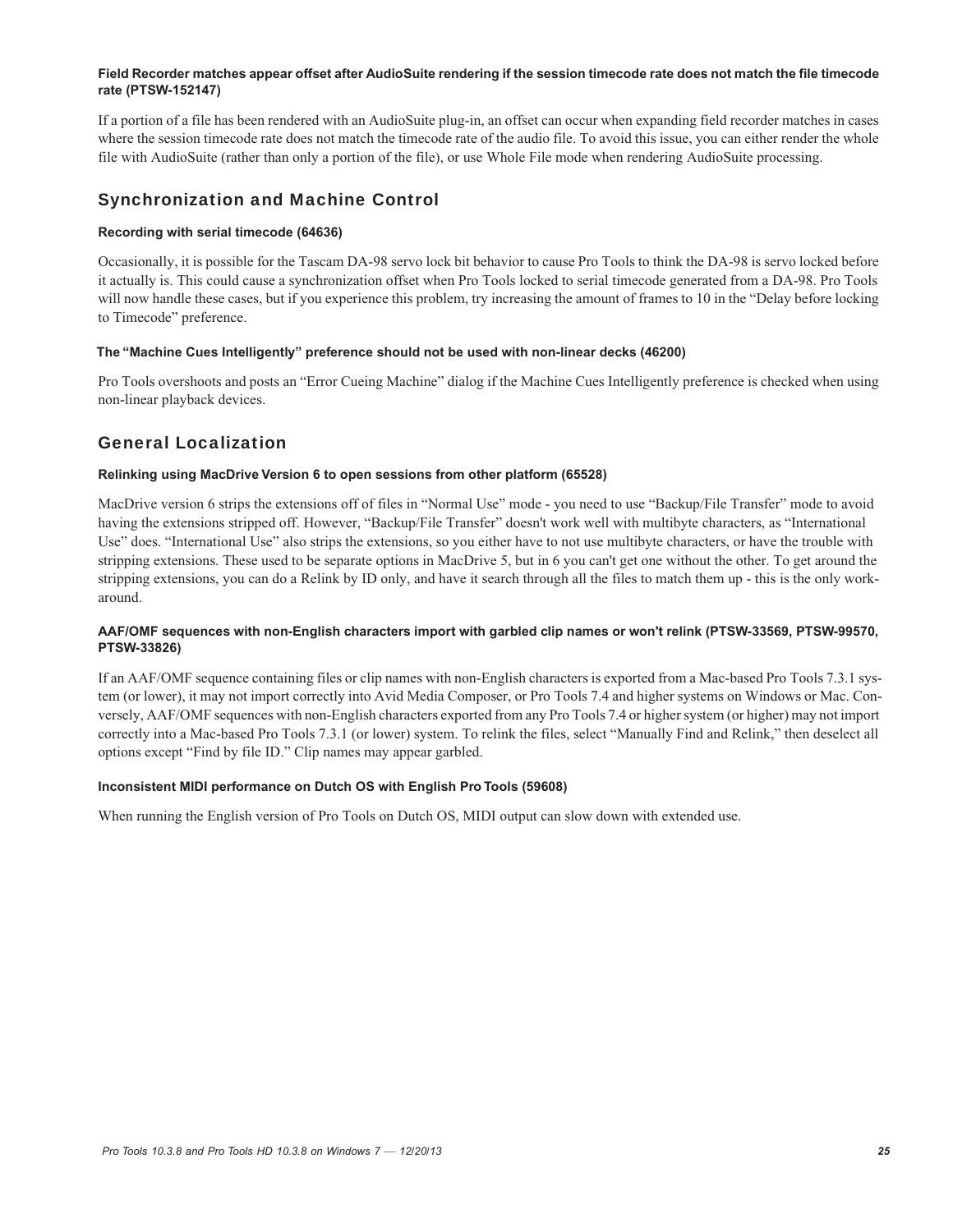#### Field Recorder matches appear offset after AudioSuite rendering if the session timecode rate does not match the file timecode rate (PTSW-152147)

If a portion of a file has been rendered with an AudioSuite plug-in, an offset can occur when expanding field recorder matches in cases where the session timecode rate does not match the timecode rate of the audio file. To avoid this issue, you can either render the whole file with AudioSuite (rather than only a portion of the file), or use Whole File mode when rendering AudioSuite processing.

### Synchronization and Machine Control

#### Recording with serial timecode (64636)

Occasionally, it is possible for the Tascam DA-98 servo lock bit behavior to cause Pro Tools to think the DA-98 is servo locked before it actually is. This could cause a synchronization offset when Pro Tools locked to serial timecode generated from a DA-98. Pro Tools will now handle these cases, but if you experience this problem, try increasing the amount of frames to 10 in the "Delay before locking to Timecode" preference.

#### The "Machine Cues Intelligently" preference should not be used with non-linear decks (46200)

Pro Tools overshoots and posts an "Error Cueing Machine" dialog if the Machine Cues Intelligently preference is checked when using non-linear playback devices.

### General Localization

#### Relinking using MacDrive Version 6 to open sessions from other platform (65528)

MacDrive version 6 strips the extensions off of files in "Normal Use" mode - you need to use "Backup/File Transfer" mode to avoid having the extensions stripped off. However, "Backup/File Transfer" doesn't work well with multibyte characters, as "International Use" does. "International Use" also strips the extensions, so you either have to not use multibyte characters, or have the trouble with stripping extensions. These used to be separate options in MacDrive 5, but in 6 you can't get one without the other. To get around the stripping extensions, you can do a Relink by ID only, and have it search through all the files to match them up - this is the only work-around.

#### AAF/OMF sequences with non-English characters import with garbled clip names or won't relink (PTSW-33569, PTSW-99570, PTSW-33826)

If an AAF/OMF sequence containing files or clip names with non-English characters is exported from a Mac-based Pro Tools 7.3.1 system (or lower), it may not import correctly into Avid Media Composer, or Pro Tools 7.4 and higher systems on Windows or Mac. Conversely, AAF/OMF sequences with non-English characters exported from any Pro Tools 7.4 or higher system (or higher) may not import correctly into a Mac-based Pro Tools 7.3.1 (or lower) system. To relink the files, select "Manually Find and Relink," then deselect all options except "Find by file ID." Clip names may appear garbled.

#### Inconsistent MIDI performance on Dutch OS with English Pro Tools (59608)

When running the English version of Pro Tools on Dutch OS, MIDI output can slow down with extended use.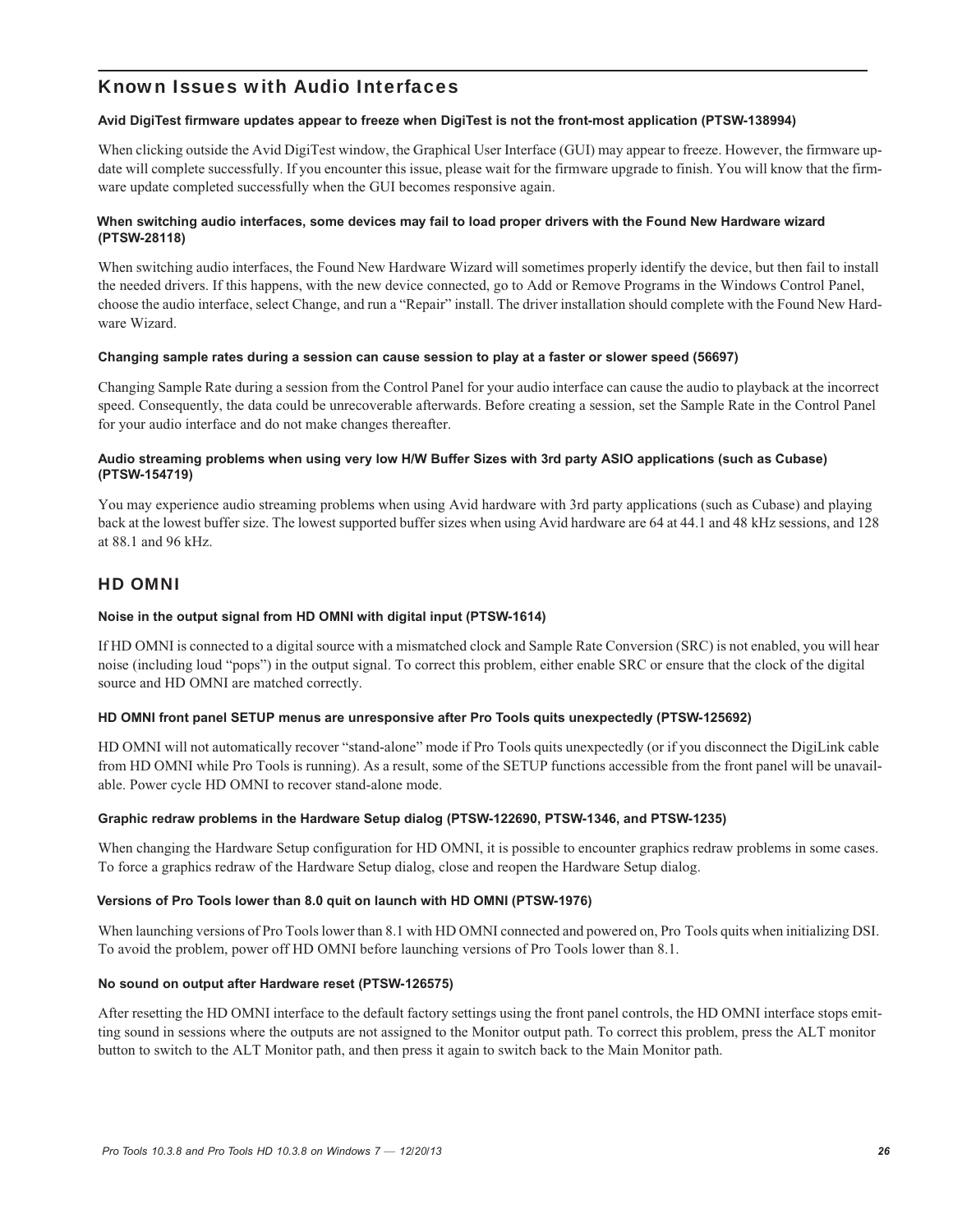## Known Issues with Audio Interfaces

#### Avid DigiTest firmware updates appear to freeze when DigiTest is not the front-most application (PTSW-138994)

When clicking outside the Avid DigiTest window, the Graphical User Interface (GUI) may appear to freeze. However, the firmware update will complete successfully. If you encounter this issue, please wait for the firmware upgrade to finish. You will know that the firmware update completed successfully when the GUI becomes responsive again.

#### When switching audio interfaces, some devices may fail to load proper drivers with the Found New Hardware wizard (PTSW-28118)

When switching audio interfaces, the Found New Hardware Wizard will sometimes properly identify the device, but then fail to install the needed drivers. If this happens, with the new device connected, go to Add or Remove Programs in the Windows Control Panel, choose the audio interface, select Change, and run a "Repair" install. The driver installation should complete with the Found New Hardware Wizard.

#### Changing sample rates during a session can cause session to play at a faster or slower speed (56697)

Changing Sample Rate during a session from the Control Panel for your audio interface can cause the audio to playback at the incorrect speed. Consequently, the data could be unrecoverable afterwards. Before creating a session, set the Sample Rate in the Control Panel for your audio interface and do not make changes thereafter.

#### Audio streaming problems when using very low H/W Buffer Sizes with 3rd party ASIO applications (such as Cubase) (PTSW-154719)

You may experience audio streaming problems when using Avid hardware with 3rd party applications (such as Cubase) and playing back at the lowest buffer size. The lowest supported buffer sizes when using Avid hardware are 64 at 44.1 and 48 kHz sessions, and 128 at 88.1 and 96 kHz.

### HD OMNI

#### Noise in the output signal from HD OMNI with digital input (PTSW-1614)

If HD OMNI is connected to a digital source with a mismatched clock and Sample Rate Conversion (SRC) is not enabled, you will hear noise (including loud "pops") in the output signal. To correct this problem, either enable SRC or ensure that the clock of the digital source and HD OMNI are matched correctly.

#### HD OMNI front panel SETUP menus are unresponsive after Pro Tools quits unexpectedly (PTSW-125692)

HD OMNI will not automatically recover "stand-alone" mode if Pro Tools quits unexpectedly (or if you disconnect the DigiLink cable from HD OMNI while Pro Tools is running). As a result, some of the SETUP functions accessible from the front panel will be unavailable. Power cycle HD OMNI to recover stand-alone mode.

#### Graphic redraw problems in the Hardware Setup dialog (PTSW-122690, PTSW-1346, and PTSW-1235)

When changing the Hardware Setup configuration for HD OMNI, it is possible to encounter graphics redraw problems in some cases. To force a graphics redraw of the Hardware Setup dialog, close and reopen the Hardware Setup dialog.

#### Versions of Pro Tools lower than 8.0 quit on launch with HD OMNI (PTSW-1976)

When launching versions of Pro Tools lower than 8.1 with HD OMNI connected and powered on, Pro Tools quits when initializing DSI. To avoid the problem, power off HD OMNI before launching versions of Pro Tools lower than 8.1.

#### No sound on output after Hardware reset (PTSW-126575)

After resetting the HD OMNI interface to the default factory settings using the front panel controls, the HD OMNI interface stops emitting sound in sessions where the outputs are not assigned to the Monitor output path. To correct this problem, press the ALT monitor button to switch to the ALT Monitor path, and then press it again to switch back to the Main Monitor path.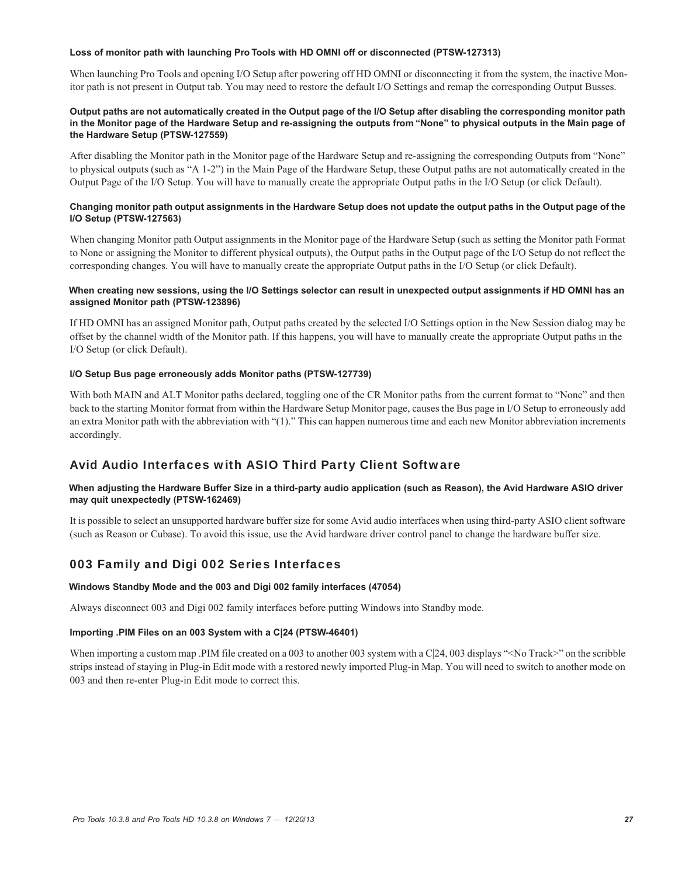#### Loss of monitor path with launching Pro Tools with HD OMNI off or disconnected (PTSW-127313)

When launching Pro Tools and opening I/O Setup after powering off HD OMNI or disconnecting it from the system, the inactive Monitor path is not present in Output tab. You may need to restore the default I/O Settings and remap the corresponding Output Busses.

#### Output paths are not automatically created in the Output page of the I/O Setup after disabling the corresponding monitor path in the Monitor page of the Hardware Setup and re-assigning the outputs from "None" to physical outputs in the Main page of the Hardware Setup (PTSW-127559)

After disabling the Monitor path in the Monitor page of the Hardware Setup and re-assigning the corresponding Outputs from "None" to physical outputs (such as "A 1-2") in the Main Page of the Hardware Setup, these Output paths are not automatically created in the Output Page of the I/O Setup. You will have to manually create the appropriate Output paths in the I/O Setup (or click Default).

#### Changing monitor path output assignments in the Hardware Setup does not update the output paths in the Output page of the I/O Setup (PTSW-127563)

When changing Monitor path Output assignments in the Monitor page of the Hardware Setup (such as setting the Monitor path Format to None or assigning the Monitor to different physical outputs), the Output paths in the Output page of the I/O Setup do not reflect the corresponding changes. You will have to manually create the appropriate Output paths in the I/O Setup (or click Default).

#### When creating new sessions, using the I/O Settings selector can result in unexpected output assignments if HD OMNI has an assigned Monitor path (PTSW-123896)

If HD OMNI has an assigned Monitor path, Output paths created by the selected I/O Settings option in the New Session dialog may be offset by the channel width of the Monitor path. If this happens, you will have to manually create the appropriate Output paths in the I/O Setup (or click Default).

#### I/O Setup Bus page erroneously adds Monitor paths (PTSW-127739)

With both MAIN and ALT Monitor paths declared, toggling one of the CR Monitor paths from the current format to "None" and then back to the starting Monitor format from within the Hardware Setup Monitor page, causes the Bus page in I/O Setup to erroneously add an extra Monitor path with the abbreviation with "(1)." This can happen numerous time and each new Monitor abbreviation increments accordingly.

### Avid Audio Interfaces with ASIO Third Party Client Software

#### When adjusting the Hardware Buffer Size in a third-party audio application (such as Reason), the Avid Hardware ASIO driver may quit unexpectedly (PTSW-162469)

It is possible to select an unsupported hardware buffer size for some Avid audio interfaces when using third-party ASIO client software (such as Reason or Cubase). To avoid this issue, use the Avid hardware driver control panel to change the hardware buffer size.

### 003 Family and Digi 002 Series Interfaces

#### Windows Standby Mode and the 003 and Digi 002 family interfaces (47054)

Always disconnect 003 and Digi 002 family interfaces before putting Windows into Standby mode.

#### Importing .PIM Files on an 003 System with a C|24 (PTSW-46401)

When importing a custom map .PIM file created on a 003 to another 003 system with a C|24, 003 displays "<No Track>" on the scribble strips instead of staying in Plug-in Edit mode with a restored newly imported Plug-in Map. You will need to switch to another mode on 003 and then re-enter Plug-in Edit mode to correct this.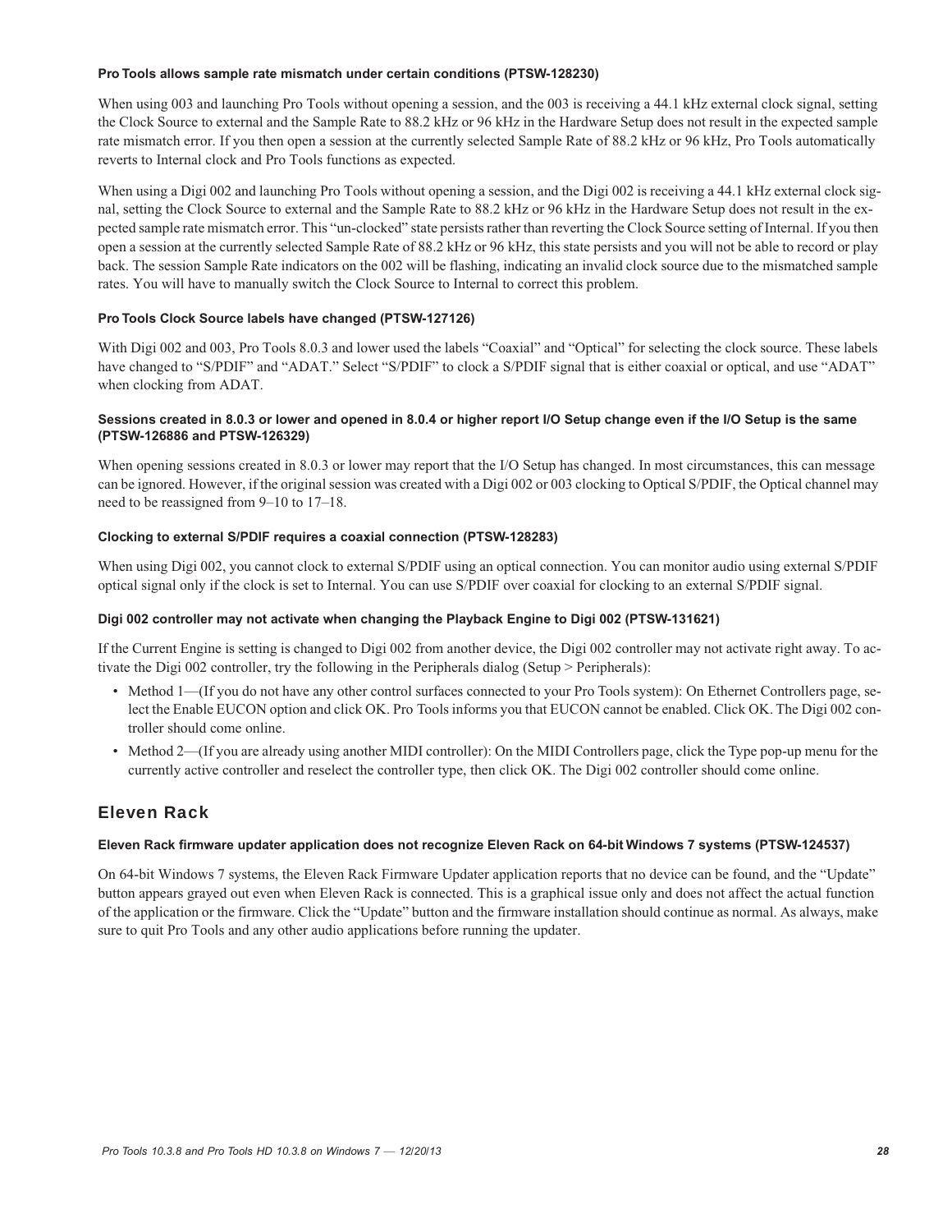#### Pro Tools allows sample rate mismatch under certain conditions (PTSW-128230)

When using 003 and launching Pro Tools without opening a session, and the 003 is receiving a 44.1 kHz external clock signal, setting the Clock Source to external and the Sample Rate to 88.2 kHz or 96 kHz in the Hardware Setup does not result in the expected sample rate mismatch error. If you then open a session at the currently selected Sample Rate of 88.2 kHz or 96 kHz, Pro Tools automatically reverts to Internal clock and Pro Tools functions as expected.

When using a Digi 002 and launching Pro Tools without opening a session, and the Digi 002 is receiving a 44.1 kHz external clock signal, setting the Clock Source to external and the Sample Rate to 88.2 kHz or 96 kHz in the Hardware Setup does not result in the expected sample rate mismatch error. This "un-clocked" state persists rather than reverting the Clock Source setting of Internal. If you then open a session at the currently selected Sample Rate of 88.2 kHz or 96 kHz, this state persists and you will not be able to record or play back. The session Sample Rate indicators on the 002 will be flashing, indicating an invalid clock source due to the mismatched sample rates. You will have to manually switch the Clock Source to Internal to correct this problem.

#### Pro Tools Clock Source labels have changed (PTSW-127126)

With Digi 002 and 003, Pro Tools 8.0.3 and lower used the labels "Coaxial" and "Optical" for selecting the clock source. These labels have changed to "S/PDIF" and "ADAT." Select "S/PDIF" to clock a S/PDIF signal that is either coaxial or optical, and use "ADAT" when clocking from ADAT.

#### Sessions created in 8.0.3 or lower and opened in 8.0.4 or higher report I/O Setup change even if the I/O Setup is the same (PTSW-126886 and PTSW-126329)

When opening sessions created in 8.0.3 or lower may report that the I/O Setup has changed. In most circumstances, this can message can be ignored. However, if the original session was created with a Digi 002 or 003 clocking to Optical S/PDIF, the Optical channel may need to be reassigned from 9–10 to 17–18.

#### Clocking to external S/PDIF requires a coaxial connection (PTSW-128283)

When using Digi 002, you cannot clock to external S/PDIF using an optical connection. You can monitor audio using external S/PDIF optical signal only if the clock is set to Internal. You can use S/PDIF over coaxial for clocking to an external S/PDIF signal.

#### Digi 002 controller may not activate when changing the Playback Engine to Digi 002 (PTSW-131621)

If the Current Engine is setting is changed to Digi 002 from another device, the Digi 002 controller may not activate right away. To activate the Digi 002 controller, try the following in the Peripherals dialog (Setup > Peripherals):

- Method 1—(If you do not have any other control surfaces connected to your Pro Tools system): On Ethernet Controllers page, select the Enable EUCON option and click OK. Pro Tools informs you that EUCON cannot be enabled. Click OK. The Digi 002 controller should come online.
- Method 2—(If you are already using another MIDI controller): On the MIDI Controllers page, click the Type pop-up menu for the currently active controller and reselect the controller type, then click OK. The Digi 002 controller should come online.

### Eleven Rack

#### Eleven Rack firmware updater application does not recognize Eleven Rack on 64-bit Windows 7 systems (PTSW-124537)

On 64-bit Windows 7 systems, the Eleven Rack Firmware Updater application reports that no device can be found, and the "Update" button appears grayed out even when Eleven Rack is connected. This is a graphical issue only and does not affect the actual function of the application or the firmware. Click the "Update" button and the firmware installation should continue as normal. As always, make sure to quit Pro Tools and any other audio applications before running the updater.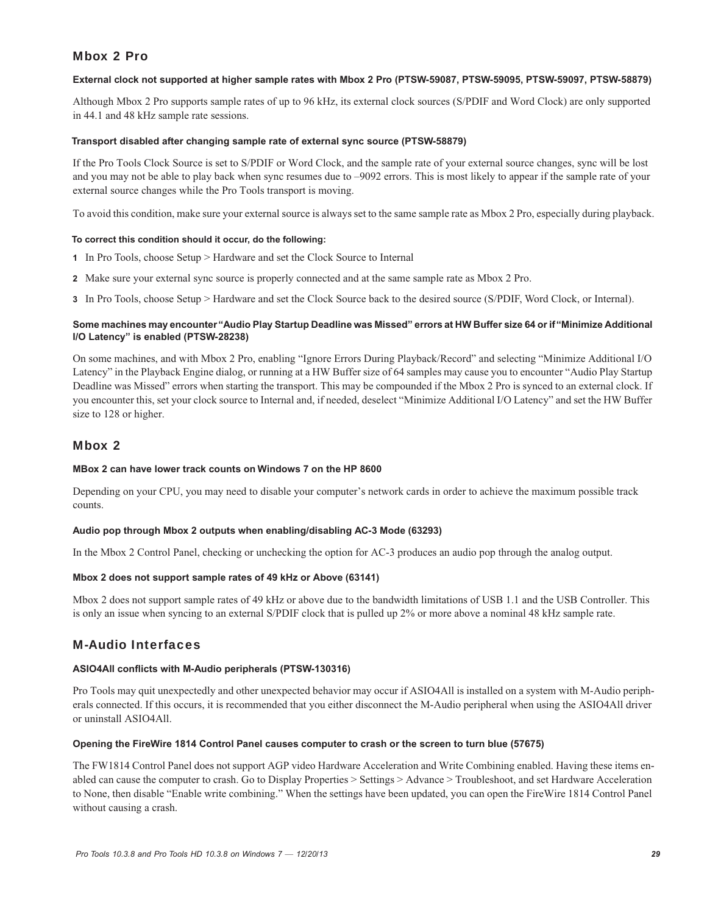## Mbox 2 Pro

#### External clock not supported at higher sample rates with Mbox 2 Pro (PTSW-59087, PTSW-59095, PTSW-59097, PTSW-58879)

Although Mbox 2 Pro supports sample rates of up to 96 kHz, its external clock sources (S/PDIF and Word Clock) are only supported in 44.1 and 48 kHz sample rate sessions.

#### Transport disabled after changing sample rate of external sync source (PTSW-58879)

If the Pro Tools Clock Source is set to S/PDIF or Word Clock, and the sample rate of your external source changes, sync will be lost and you may not be able to play back when sync resumes due to –9092 errors. This is most likely to appear if the sample rate of your external source changes while the Pro Tools transport is moving.

To avoid this condition, make sure your external source is always set to the same sample rate as Mbox 2 Pro, especially during playback.

**To correct this condition should it occur, do the following:**

1. In Pro Tools, choose Setup > Hardware and set the Clock Source to Internal
2. Make sure your external sync source is properly connected and at the same sample rate as Mbox 2 Pro.
3. In Pro Tools, choose Setup > Hardware and set the Clock Source back to the desired source (S/PDIF, Word Clock, or Internal).

#### Some machines may encounter "Audio Play Startup Deadline was Missed" errors at HW Buffer size 64 or if "Minimize Additional I/O Latency" is enabled (PTSW-28238)

On some machines, and with Mbox 2 Pro, enabling "Ignore Errors During Playback/Record" and selecting "Minimize Additional I/O Latency" in the Playback Engine dialog, or running at a HW Buffer size of 64 samples may cause you to encounter "Audio Play Startup Deadline was Missed" errors when starting the transport. This may be compounded if the Mbox 2 Pro is synced to an external clock. If you encounter this, set your clock source to Internal and, if needed, deselect "Minimize Additional I/O Latency" and set the HW Buffer size to 128 or higher.

## Mbox 2

#### MBox 2 can have lower track counts on Windows 7 on the HP 8600

Depending on your CPU, you may need to disable your computer's network cards in order to achieve the maximum possible track counts.

#### Audio pop through Mbox 2 outputs when enabling/disabling AC-3 Mode (63293)

In the Mbox 2 Control Panel, checking or unchecking the option for AC-3 produces an audio pop through the analog output.

#### Mbox 2 does not support sample rates of 49 kHz or Above (63141)

Mbox 2 does not support sample rates of 49 kHz or above due to the bandwidth limitations of USB 1.1 and the USB Controller. This is only an issue when syncing to an external S/PDIF clock that is pulled up 2% or more above a nominal 48 kHz sample rate.

## M-Audio Interfaces

#### ASIO4All conflicts with M-Audio peripherals (PTSW-130316)

Pro Tools may quit unexpectedly and other unexpected behavior may occur if ASIO4All is installed on a system with M-Audio peripherals connected. If this occurs, it is recommended that you either disconnect the M-Audio peripheral when using the ASIO4All driver or uninstall ASIO4All.

#### Opening the FireWire 1814 Control Panel causes computer to crash or the screen to turn blue (57675)

The FW1814 Control Panel does not support AGP video Hardware Acceleration and Write Combining enabled. Having these items enabled can cause the computer to crash. Go to Display Properties > Settings > Advance > Troubleshoot, and set Hardware Acceleration to None, then disable "Enable write combining." When the settings have been updated, you can open the FireWire 1814 Control Panel without causing a crash.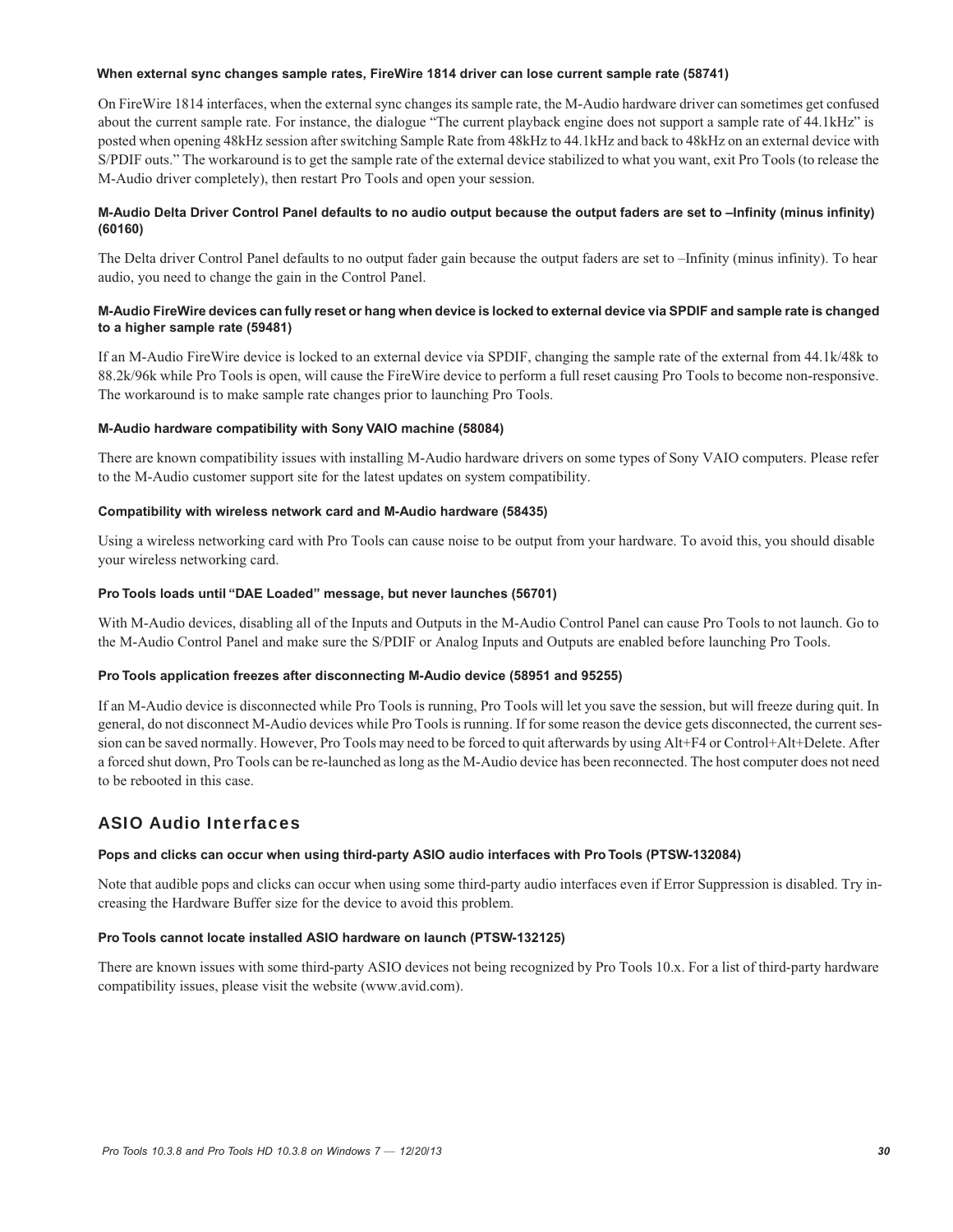#### When external sync changes sample rates, FireWire 1814 driver can lose current sample rate (58741)

On FireWire 1814 interfaces, when the external sync changes its sample rate, the M-Audio hardware driver can sometimes get confused about the current sample rate. For instance, the dialogue "The current playback engine does not support a sample rate of 44.1kHz" is posted when opening 48kHz session after switching Sample Rate from 48kHz to 44.1kHz and back to 48kHz on an external device with S/PDIF outs." The workaround is to get the sample rate of the external device stabilized to what you want, exit Pro Tools (to release the M-Audio driver completely), then restart Pro Tools and open your session.

#### M-Audio Delta Driver Control Panel defaults to no audio output because the output faders are set to –Infinity (minus infinity) (60160)

The Delta driver Control Panel defaults to no output fader gain because the output faders are set to –Infinity (minus infinity). To hear audio, you need to change the gain in the Control Panel.

#### M-Audio FireWire devices can fully reset or hang when device is locked to external device via SPDIF and sample rate is changed to a higher sample rate (59481)

If an M-Audio FireWire device is locked to an external device via SPDIF, changing the sample rate of the external from 44.1k/48k to 88.2k/96k while Pro Tools is open, will cause the FireWire device to perform a full reset causing Pro Tools to become non-responsive. The workaround is to make sample rate changes prior to launching Pro Tools.

#### M-Audio hardware compatibility with Sony VAIO machine (58084)

There are known compatibility issues with installing M-Audio hardware drivers on some types of Sony VAIO computers. Please refer to the M-Audio customer support site for the latest updates on system compatibility.

#### Compatibility with wireless network card and M-Audio hardware (58435)

Using a wireless networking card with Pro Tools can cause noise to be output from your hardware. To avoid this, you should disable your wireless networking card.

#### Pro Tools loads until "DAE Loaded" message, but never launches (56701)

With M-Audio devices, disabling all of the Inputs and Outputs in the M-Audio Control Panel can cause Pro Tools to not launch. Go to the M-Audio Control Panel and make sure the S/PDIF or Analog Inputs and Outputs are enabled before launching Pro Tools.

#### Pro Tools application freezes after disconnecting M-Audio device (58951 and 95255)

If an M-Audio device is disconnected while Pro Tools is running, Pro Tools will let you save the session, but will freeze during quit. In general, do not disconnect M-Audio devices while Pro Tools is running. If for some reason the device gets disconnected, the current session can be saved normally. However, Pro Tools may need to be forced to quit afterwards by using Alt+F4 or Control+Alt+Delete. After a forced shut down, Pro Tools can be re-launched as long as the M-Audio device has been reconnected. The host computer does not need to be rebooted in this case.

### ASIO Audio Interfaces

#### Pops and clicks can occur when using third-party ASIO audio interfaces with Pro Tools (PTSW-132084)

Note that audible pops and clicks can occur when using some third-party audio interfaces even if Error Suppression is disabled. Try increasing the Hardware Buffer size for the device to avoid this problem.

#### Pro Tools cannot locate installed ASIO hardware on launch (PTSW-132125)

There are known issues with some third-party ASIO devices not being recognized by Pro Tools 10.x. For a list of third-party hardware compatibility issues, please visit the website (www.avid.com).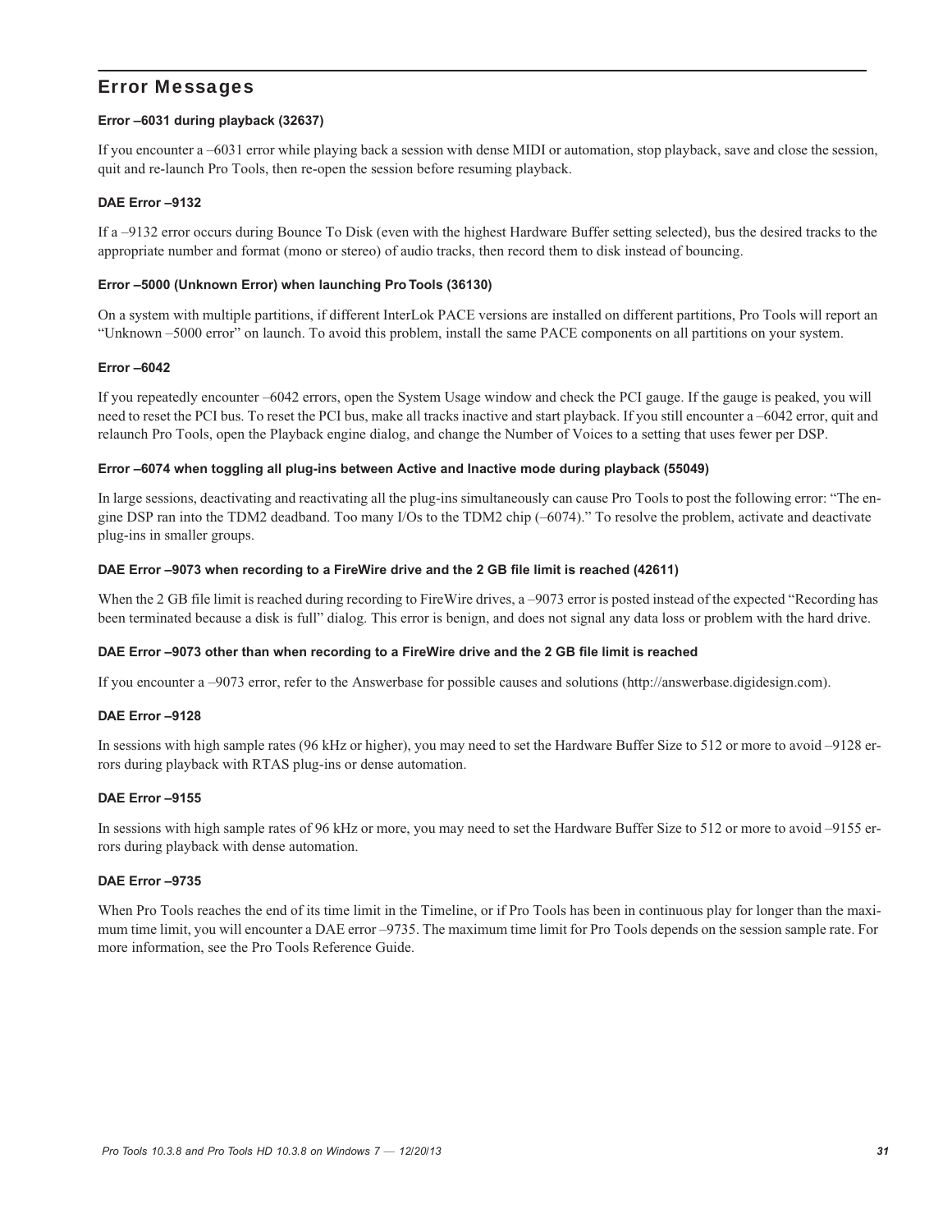## Error Messages

### Error –6031 during playback (32637)

If you encounter a –6031 error while playing back a session with dense MIDI or automation, stop playback, save and close the session, quit and re-launch Pro Tools, then re-open the session before resuming playback.

### DAE Error –9132

If a –9132 error occurs during Bounce To Disk (even with the highest Hardware Buffer setting selected), bus the desired tracks to the appropriate number and format (mono or stereo) of audio tracks, then record them to disk instead of bouncing.

### Error –5000 (Unknown Error) when launching Pro Tools (36130)

On a system with multiple partitions, if different InterLok PACE versions are installed on different partitions, Pro Tools will report an “Unknown –5000 error” on launch. To avoid this problem, install the same PACE components on all partitions on your system.

### Error –6042

If you repeatedly encounter –6042 errors, open the System Usage window and check the PCI gauge. If the gauge is peaked, you will need to reset the PCI bus. To reset the PCI bus, make all tracks inactive and start playback. If you still encounter a –6042 error, quit and relaunch Pro Tools, open the Playback engine dialog, and change the Number of Voices to a setting that uses fewer per DSP.

### Error –6074 when toggling all plug-ins between Active and Inactive mode during playback (55049)

In large sessions, deactivating and reactivating all the plug-ins simultaneously can cause Pro Tools to post the following error: “The engine DSP ran into the TDM2 deadband. Too many I/Os to the TDM2 chip (–6074).” To resolve the problem, activate and deactivate plug-ins in smaller groups.

### DAE Error –9073 when recording to a FireWire drive and the 2 GB file limit is reached (42611)

When the 2 GB file limit is reached during recording to FireWire drives, a –9073 error is posted instead of the expected “Recording has been terminated because a disk is full” dialog. This error is benign, and does not signal any data loss or problem with the hard drive.

### DAE Error –9073 other than when recording to a FireWire drive and the 2 GB file limit is reached

If you encounter a –9073 error, refer to the Answerbase for possible causes and solutions (http://answerbase.digidesign.com).

### DAE Error –9128

In sessions with high sample rates (96 kHz or higher), you may need to set the Hardware Buffer Size to 512 or more to avoid –9128 errors during playback with RTAS plug-ins or dense automation.

### DAE Error –9155

In sessions with high sample rates of 96 kHz or more, you may need to set the Hardware Buffer Size to 512 or more to avoid –9155 errors during playback with dense automation.

### DAE Error –9735

When Pro Tools reaches the end of its time limit in the Timeline, or if Pro Tools has been in continuous play for longer than the maximum time limit, you will encounter a DAE error –9735. The maximum time limit for Pro Tools depends on the session sample rate. For more information, see the Pro Tools Reference Guide.